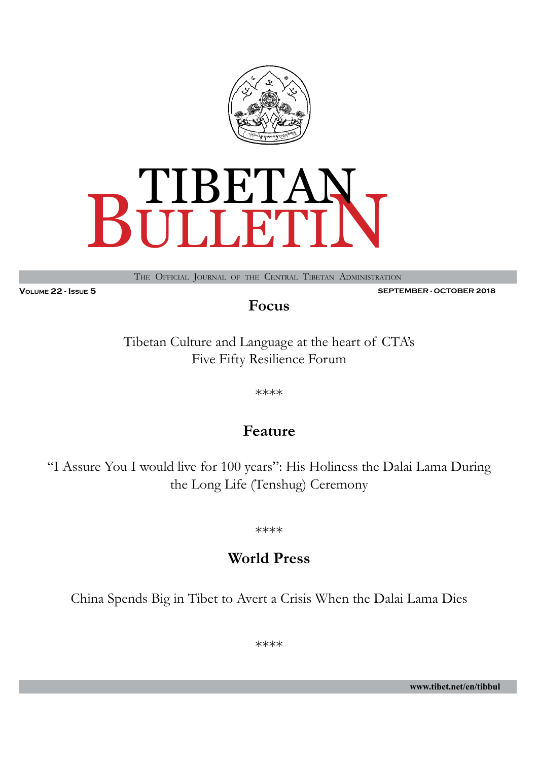# TIBETAN BULLETIN

The Official Journal of the Central Tibetan Administration

Volume 22 - Issue 5

SEPTEMBER - OCTOBER 2018

## Focus

Tibetan Culture and Language at the heart of CTA's Five Fifty Resilience Forum

\*\*\*\*

## Feature

"I Assure You I would live for 100 years": His Holiness the Dalai Lama During the Long Life (Tenshug) Ceremony

\*\*\*\*

## World Press

China Spends Big in Tibet to Avert a Crisis When the Dalai Lama Dies

\*\*\*\*

www.tibet.net/en/tibbul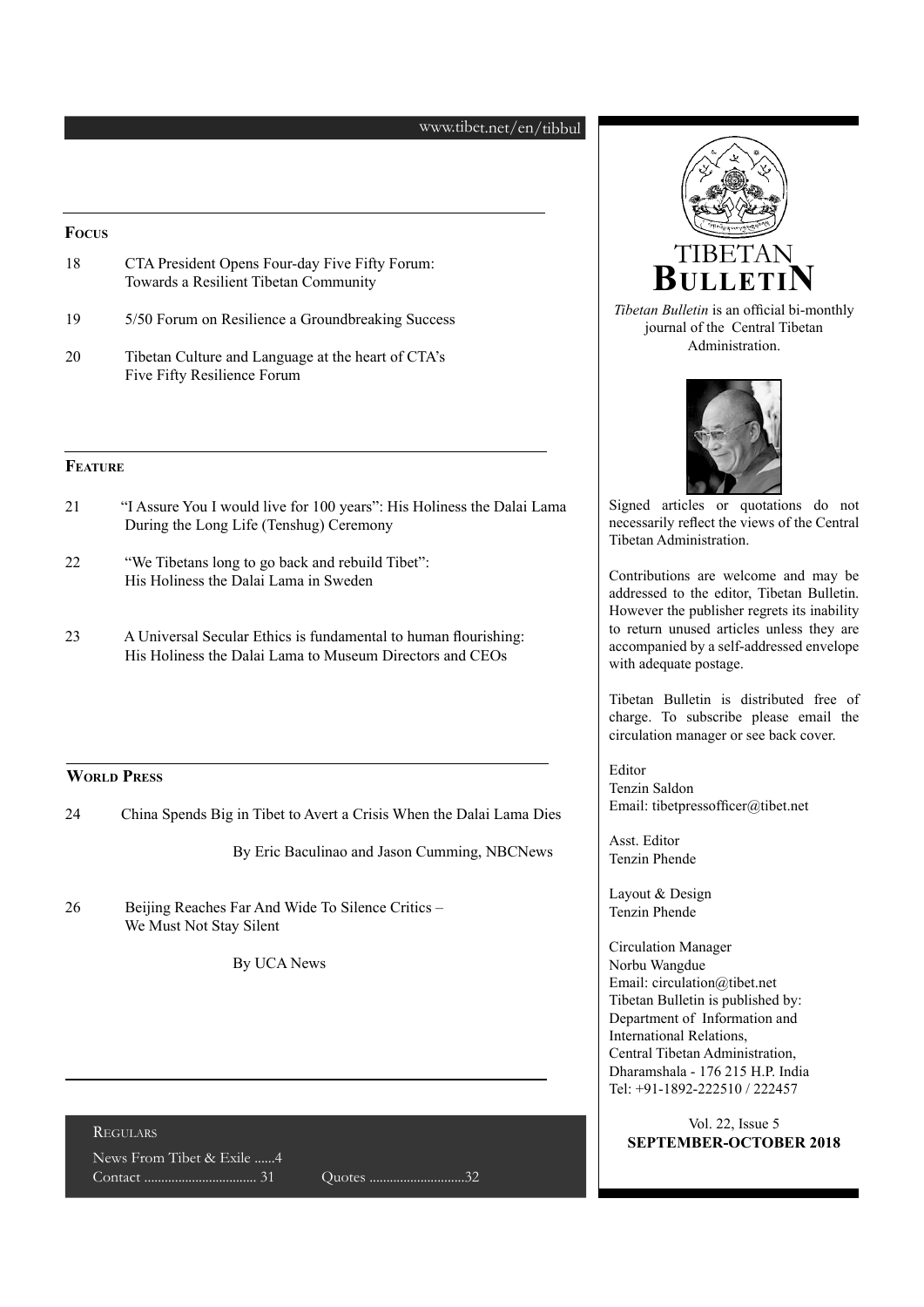www.tibet.net/en/tibbul

## Focus

18 CTA President Opens Four-day Five Fifty Forum: Towards a Resilient Tibetan Community

19 5/50 Forum on Resilience a Groundbreaking Success

20 Tibetan Culture and Language at the heart of CTA's Five Fifty Resilience Forum

## Feature

21 "I Assure You I would live for 100 years": His Holiness the Dalai Lama During the Long Life (Tenshug) Ceremony

22 "We Tibetans long to go back and rebuild Tibet": His Holiness the Dalai Lama in Sweden

23 A Universal Secular Ethics is fundamental to human flourishing: His Holiness the Dalai Lama to Museum Directors and CEOs

## World Press

24 China Spends Big in Tibet to Avert a Crisis When the Dalai Lama Dies

By Eric Baculinao and Jason Cumming, NBCNews

26 Beijing Reaches Far And Wide To Silence Critics – We Must Not Stay Silent

By UCA News

## Regulars

News From Tibet & Exile ......4
Contact ................................ 31
Quotes ...........................32

# TIBETAN BULLETIN

*Tibetan Bulletin* is an official bi-monthly journal of the Central Tibetan Administration.

Signed articles or quotations do not necessarily reflect the views of the Central Tibetan Administration.

Contributions are welcome and may be addressed to the editor, Tibetan Bulletin. However the publisher regrets its inability to return unused articles unless they are accompanied by a self-addressed envelope with adequate postage.

Tibetan Bulletin is distributed free of charge. To subscribe please email the circulation manager or see back cover.

Editor
Tenzin Saldon
Email: tibetpressofficer@tibet.net

Asst. Editor
Tenzin Phende

Layout & Design
Tenzin Phende

Circulation Manager
Norbu Wangdue
Email: circulation@tibet.net
Tibetan Bulletin is published by:
Department of Information and International Relations,
Central Tibetan Administration,
Dharamshala - 176 215 H.P. India
Tel: +91-1892-222510 / 222457

Vol. 22, Issue 5
**SEPTEMBER-OCTOBER 2018**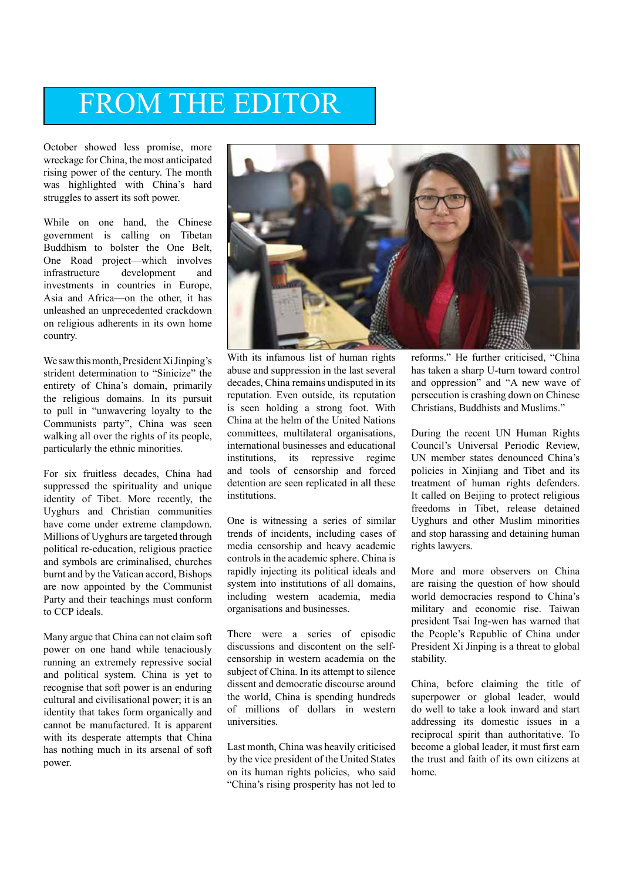# FROM THE EDITOR

October showed less promise, more wreckage for China, the most anticipated rising power of the century. The month was highlighted with China's hard struggles to assert its soft power.

While on one hand, the Chinese government is calling on Tibetan Buddhism to bolster the One Belt, One Road project—which involves infrastructure development and investments in countries in Europe, Asia and Africa—on the other, it has unleashed an unprecedented crackdown on religious adherents in its own home country.

We saw this month, President Xi Jinping's strident determination to "Sinicize" the entirety of China's domain, primarily the religious domains. In its pursuit to pull in "unwavering loyalty to the Communists party", China was seen walking all over the rights of its people, particularly the ethnic minorities.

For six fruitless decades, China had suppressed the spirituality and unique identity of Tibet. More recently, the Uyghurs and Christian communities have come under extreme clampdown. Millions of Uyghurs are targeted through political re-education, religious practice and symbols are criminalised, churches burnt and by the Vatican accord, Bishops are now appointed by the Communist Party and their teachings must conform to CCP ideals.

Many argue that China can not claim soft power on one hand while tenaciously running an extremely repressive social and political system. China is yet to recognise that soft power is an enduring cultural and civilisational power; it is an identity that takes form organically and cannot be manufactured. It is apparent with its desperate attempts that China has nothing much in its arsenal of soft power.

With its infamous list of human rights abuse and suppression in the last several decades, China remains undisputed in its reputation. Even outside, its reputation is seen holding a strong foot. With China at the helm of the United Nations committees, multilateral organisations, international businesses and educational institutions, its repressive regime and tools of censorship and forced detention are seen replicated in all these institutions.

One is witnessing a series of similar trends of incidents, including cases of media censorship and heavy academic controls in the academic sphere. China is rapidly injecting its political ideals and system into institutions of all domains, including western academia, media organisations and businesses.

There were a series of episodic discussions and discontent on the self-censorship in western academia on the subject of China. In its attempt to silence dissent and democratic discourse around the world, China is spending hundreds of millions of dollars in western universities.

Last month, China was heavily criticised by the vice president of the United States on its human rights policies, who said "China's rising prosperity has not led to reforms." He further criticised, "China has taken a sharp U-turn toward control and oppression" and "A new wave of persecution is crashing down on Chinese Christians, Buddhists and Muslims."

During the recent UN Human Rights Council's Universal Periodic Review, UN member states denounced China's policies in Xinjiang and Tibet and its treatment of human rights defenders. It called on Beijing to protect religious freedoms in Tibet, release detained Uyghurs and other Muslim minorities and stop harassing and detaining human rights lawyers.

More and more observers on China are raising the question of how should world democracies respond to China's military and economic rise. Taiwan president Tsai Ing-wen has warned that the People's Republic of China under President Xi Jinping is a threat to global stability.

China, before claiming the title of superpower or global leader, would do well to take a look inward and start addressing its domestic issues in a reciprocal spirit than authoritative. To become a global leader, it must first earn the trust and faith of its own citizens at home.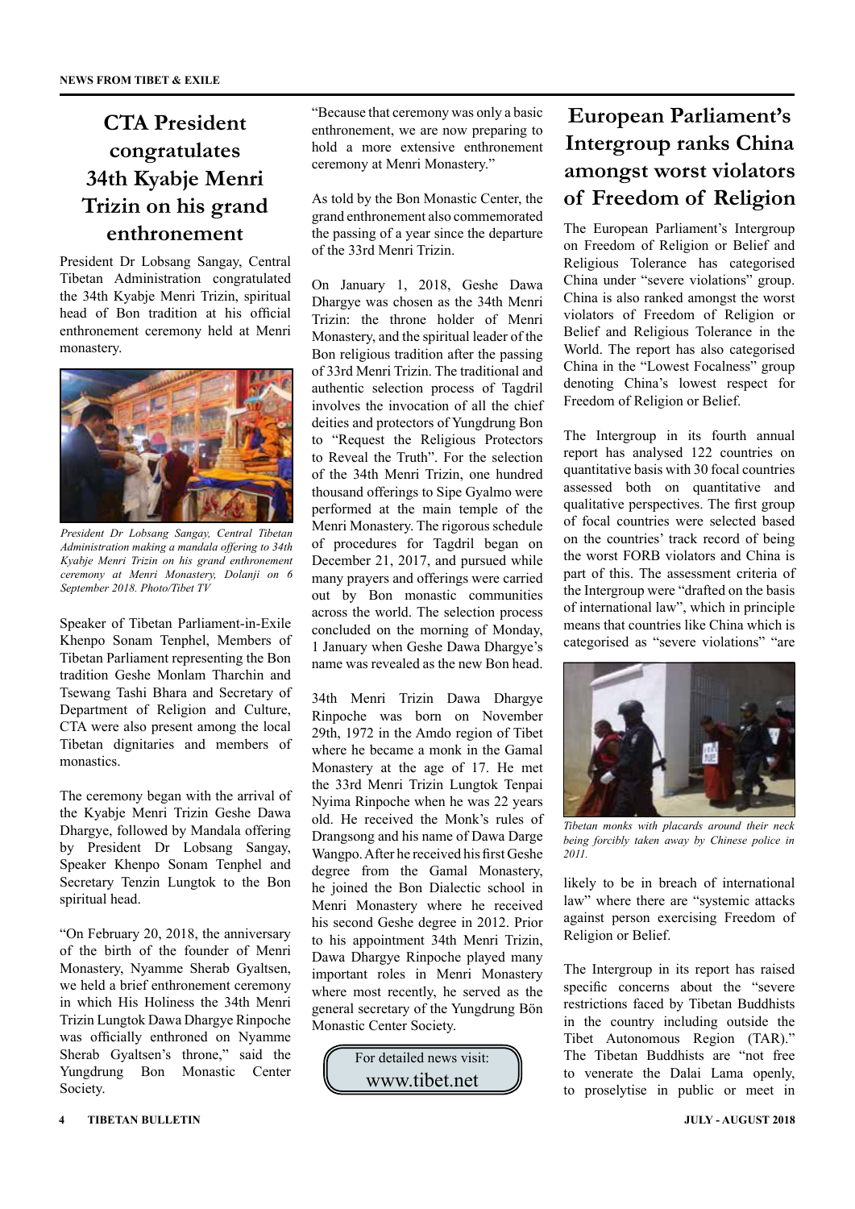# CTA President congratulates 34th Kyabje Menri Trizin on his grand enthronement

President Dr Lobsang Sangay, Central Tibetan Administration congratulated the 34th Kyabje Menri Trizin, spiritual head of Bon tradition at his official enthronement ceremony held at Menri monastery.

*President Dr Lobsang Sangay, Central Tibetan Administration making a mandala offering to 34th Kyabje Menri Trizin on his grand enthronement ceremony at Menri Monastery, Dolanji on 6 September 2018. Photo/Tibet TV*

Speaker of Tibetan Parliament-in-Exile Khenpo Sonam Tenphel, Members of Tibetan Parliament representing the Bon tradition Geshe Monlam Tharchin and Tsewang Tashi Bhara and Secretary of Department of Religion and Culture, CTA were also present among the local Tibetan dignitaries and members of monastics.

The ceremony began with the arrival of the Kyabje Menri Trizin Geshe Dawa Dhargye, followed by Mandala offering by President Dr Lobsang Sangay, Speaker Khenpo Sonam Tenphel and Secretary Tenzin Lungtok to the Bon spiritual head.

"On February 20, 2018, the anniversary of the birth of the founder of Menri Monastery, Nyamme Sherab Gyaltsen, we held a brief enthronement ceremony in which His Holiness the 34th Menri Trizin Lungtok Dawa Dhargye Rinpoche was officially enthroned on Nyamme Sherab Gyaltsen's throne," said the Yungdrung Bon Monastic Center Society.

"Because that ceremony was only a basic enthronement, we are now preparing to hold a more extensive enthronement ceremony at Menri Monastery."

As told by the Bon Monastic Center, the grand enthronement also commemorated the passing of a year since the departure of the 33rd Menri Trizin.

On January 1, 2018, Geshe Dawa Dhargye was chosen as the 34th Menri Trizin: the throne holder of Menri Monastery, and the spiritual leader of the Bon religious tradition after the passing of 33rd Menri Trizin. The traditional and authentic selection process of Tagdril involves the invocation of all the chief deities and protectors of Yungdrung Bon to "Request the Religious Protectors to Reveal the Truth". For the selection of the 34th Menri Trizin, one hundred thousand offerings to Sipe Gyalmo were performed at the main temple of the Menri Monastery. The rigorous schedule of procedures for Tagdril began on December 21, 2017, and pursued while many prayers and offerings were carried out by Bon monastic communities across the world. The selection process concluded on the morning of Monday, 1 January when Geshe Dawa Dhargye's name was revealed as the new Bon head.

34th Menri Trizin Dawa Dhargye Rinpoche was born on November 29th, 1972 in the Amdo region of Tibet where he became a monk in the Gamal Monastery at the age of 17. He met the 33rd Menri Trizin Lungtok Tenpai Nyima Rinpoche when he was 22 years old. He received the Monk's rules of Drangsong and his name of Dawa Darge Wangpo. After he received his first Geshe degree from the Gamal Monastery, he joined the Bon Dialectic school in Menri Monastery where he received his second Geshe degree in 2012. Prior to his appointment 34th Menri Trizin, Dawa Dhargye Rinpoche played many important roles in Menri Monastery where most recently, he served as the general secretary of the Yungdrung Bön Monastic Center Society.

For detailed news visit:
www.tibet.net

# European Parliament's Intergroup ranks China amongst worst violators of Freedom of Religion

The European Parliament's Intergroup on Freedom of Religion or Belief and Religious Tolerance has categorised China under "severe violations" group. China is also ranked amongst the worst violators of Freedom of Religion or Belief and Religious Tolerance in the World. The report has also categorised China in the "Lowest Focalness" group denoting China's lowest respect for Freedom of Religion or Belief.

The Intergroup in its fourth annual report has analysed 122 countries on quantitative basis with 30 focal countries assessed both on quantitative and qualitative perspectives. The first group of focal countries were selected based on the countries' track record of being the worst FORB violators and China is part of this. The assessment criteria of the Intergroup were "drafted on the basis of international law", which in principle means that countries like China which is categorised as "severe violations" "are likely to be in breach of international law" where there are "systemic attacks against person exercising Freedom of Religion or Belief.

*Tibetan monks with placards around their neck being forcibly taken away by Chinese police in 2011.*

The Intergroup in its report has raised specific concerns about the "severe restrictions faced by Tibetan Buddhists in the country including outside the Tibet Autonomous Region (TAR)." The Tibetan Buddhists are "not free to venerate the Dalai Lama openly, to proselytise in public or meet in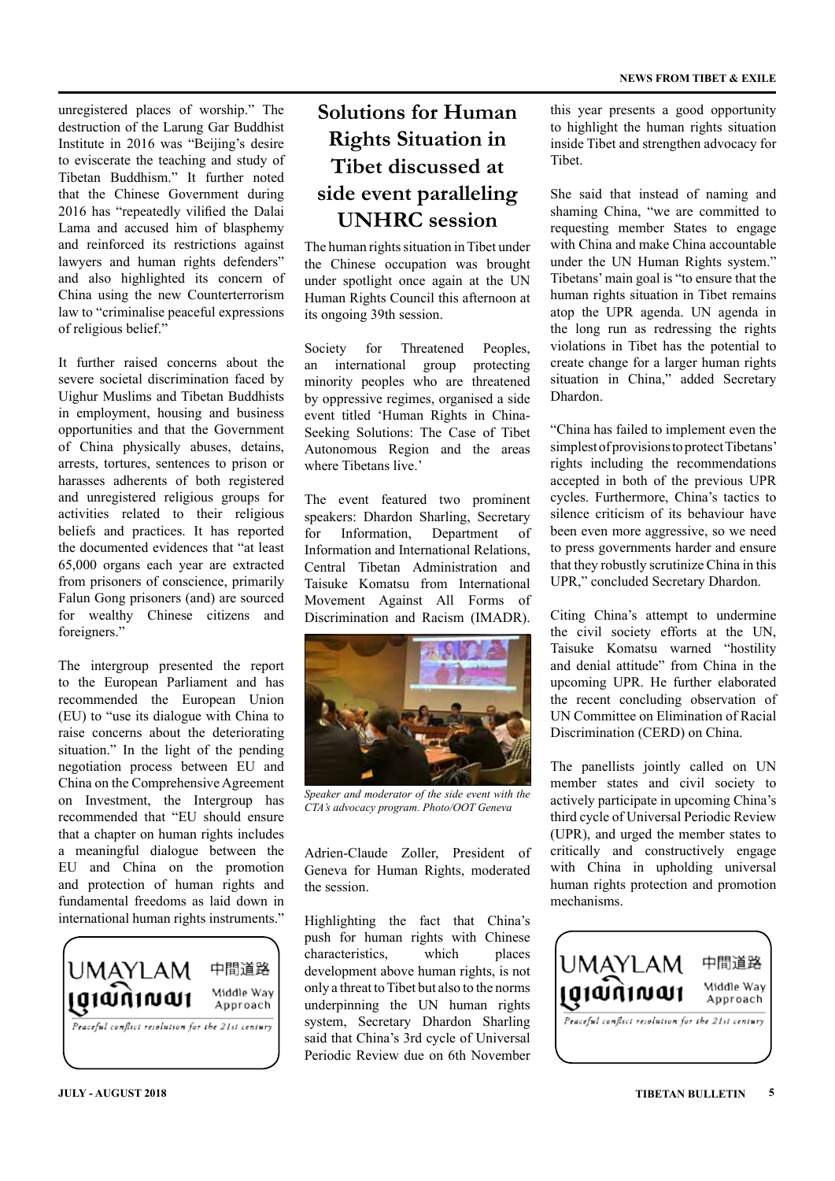unregistered places of worship." The destruction of the Larung Gar Buddhist Institute in 2016 was "Beijing's desire to eviscerate the teaching and study of Tibetan Buddhism." It further noted that the Chinese Government during 2016 has "repeatedly vilified the Dalai Lama and accused him of blasphemy and reinforced its restrictions against lawyers and human rights defenders" and also highlighted its concern of China using the new Counterterrorism law to "criminalise peaceful expressions of religious belief."

It further raised concerns about the severe societal discrimination faced by Uighur Muslims and Tibetan Buddhists in employment, housing and business opportunities and that the Government of China physically abuses, detains, arrests, tortures, sentences to prison or harasses adherents of both registered and unregistered religious groups for activities related to their religious beliefs and practices. It has reported the documented evidences that "at least 65,000 organs each year are extracted from prisoners of conscience, primarily Falun Gong prisoners (and) are sourced for wealthy Chinese citizens and foreigners."

The intergroup presented the report to the European Parliament and has recommended the European Union (EU) to "use its dialogue with China to raise concerns about the deteriorating situation." In the light of the pending negotiation process between EU and China on the Comprehensive Agreement on Investment, the Intergroup has recommended that "EU should ensure that a chapter on human rights includes a meaningful dialogue between the EU and China on the promotion and protection of human rights and fundamental freedoms as laid down in international human rights instruments."

UMAYLAM 中間道路 Middle Way Approach

Peaceful conflict resolution for the 21st century

## Solutions for Human Rights Situation in Tibet discussed at side event paralleling UNHRC session

The human rights situation in Tibet under the Chinese occupation was brought under spotlight once again at the UN Human Rights Council this afternoon at its ongoing 39th session.

Society for Threatened Peoples, an international group protecting minority peoples who are threatened by oppressive regimes, organised a side event titled 'Human Rights in China-Seeking Solutions: The Case of Tibet Autonomous Region and the areas where Tibetans live.'

The event featured two prominent speakers: Dhardon Sharling, Secretary for Information, Department of Information and International Relations, Central Tibetan Administration and Taisuke Komatsu from International Movement Against All Forms of Discrimination and Racism (IMADR).

*Speaker and moderator of the side event with the CTA's advocacy program. Photo/OOT Geneva*

Adrien-Claude Zoller, President of Geneva for Human Rights, moderated the session.

Highlighting the fact that China's push for human rights with Chinese characteristics, which places development above human rights, is not only a threat to Tibet but also to the norms underpinning the UN human rights system, Secretary Dhardon Sharling said that China's 3rd cycle of Universal Periodic Review due on 6th November this year presents a good opportunity to highlight the human rights situation inside Tibet and strengthen advocacy for Tibet.

She said that instead of naming and shaming China, "we are committed to requesting member States to engage with China and make China accountable under the UN Human Rights system." Tibetans' main goal is "to ensure that the human rights situation in Tibet remains atop the UPR agenda. UN agenda in the long run as redressing the rights violations in Tibet has the potential to create change for a larger human rights situation in China," added Secretary Dhardon.

"China has failed to implement even the simplest of provisions to protect Tibetans' rights including the recommendations accepted in both of the previous UPR cycles. Furthermore, China's tactics to silence criticism of its behaviour have been even more aggressive, so we need to press governments harder and ensure that they robustly scrutinize China in this UPR," concluded Secretary Dhardon.

Citing China's attempt to undermine the civil society efforts at the UN, Taisuke Komatsu warned "hostility and denial attitude" from China in the upcoming UPR. He further elaborated the recent concluding observation of UN Committee on Elimination of Racial Discrimination (CERD) on China.

The panellists jointly called on UN member states and civil society to actively participate in upcoming China's third cycle of Universal Periodic Review (UPR), and urged the member states to critically and constructively engage with China in upholding universal human rights protection and promotion mechanisms.

UMAYLAM 中間道路 Middle Way Approach

Peaceful conflict resolution for the 21st century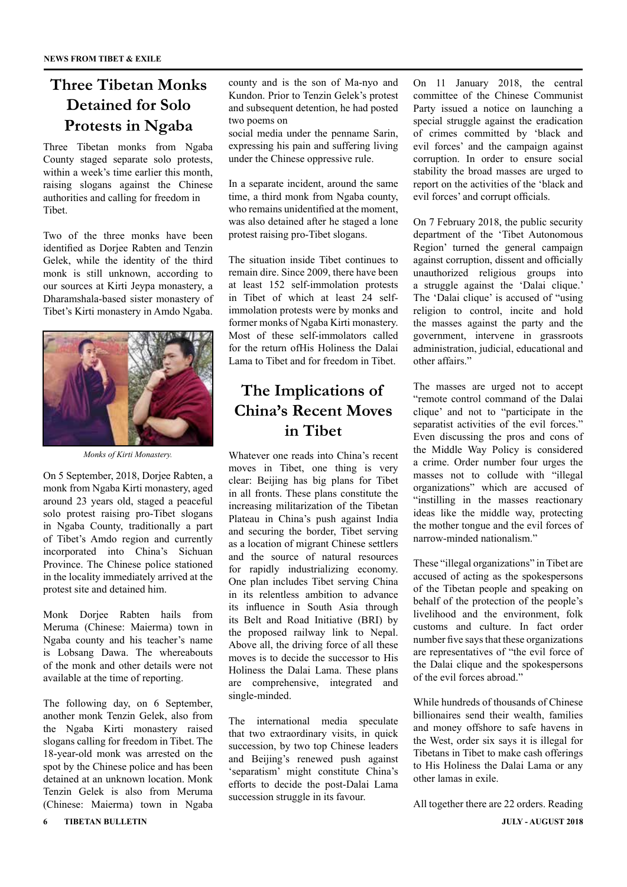# Three Tibetan Monks Detained for Solo Protests in Ngaba

Three Tibetan monks from Ngaba County staged separate solo protests, within a week's time earlier this month, raising slogans against the Chinese authorities and calling for freedom in Tibet.

Two of the three monks have been identified as Dorjee Rabten and Tenzin Gelek, while the identity of the third monk is still unknown, according to our sources at Kirti Jeypa monastery, a Dharamshala-based sister monastery of Tibet's Kirti monastery in Amdo Ngaba.

*Monks of Kirti Monastery.*

On 5 September, 2018, Dorjee Rabten, a monk from Ngaba Kirti monastery, aged around 23 years old, staged a peaceful solo protest raising pro-Tibet slogans in Ngaba County, traditionally a part of Tibet's Amdo region and currently incorporated into China's Sichuan Province. The Chinese police stationed in the locality immediately arrived at the protest site and detained him.

Monk Dorjee Rabten hails from Meruma (Chinese: Maierma) town in Ngaba county and his teacher's name is Lobsang Dawa. The whereabouts of the monk and other details were not available at the time of reporting.

The following day, on 6 September, another monk Tenzin Gelek, also from the Ngaba Kirti monastery raised slogans calling for freedom in Tibet. The 18-year-old monk was arrested on the spot by the Chinese police and has been detained at an unknown location. Monk Tenzin Gelek is also from Meruma (Chinese: Maierma) town in Ngaba county and is the son of Ma-nyo and Kundon. Prior to Tenzin Gelek's protest and subsequent detention, he had posted two poems on social media under the penname Sarin, expressing his pain and suffering living under the Chinese oppressive rule.

In a separate incident, around the same time, a third monk from Ngaba county, who remains unidentified at the moment, was also detained after he staged a lone protest raising pro-Tibet slogans.

The situation inside Tibet continues to remain dire. Since 2009, there have been at least 152 self-immolation protests in Tibet of which at least 24 self-immolation protests were by monks and former monks of Ngaba Kirti monastery. Most of these self-immolators called for the return ofHis Holiness the Dalai Lama to Tibet and for freedom in Tibet.

# The Implications of China's Recent Moves in Tibet

Whatever one reads into China's recent moves in Tibet, one thing is very clear: Beijing has big plans for Tibet in all fronts. These plans constitute the increasing militarization of the Tibetan Plateau in China's push against India and securing the border, Tibet serving as a location of migrant Chinese settlers and the source of natural resources for rapidly industrializing economy. One plan includes Tibet serving China in its relentless ambition to advance its influence in South Asia through its Belt and Road Initiative (BRI) by the proposed railway link to Nepal. Above all, the driving force of all these moves is to decide the successor to His Holiness the Dalai Lama. These plans are comprehensive, integrated and single-minded.

The international media speculate that two extraordinary visits, in quick succession, by two top Chinese leaders and Beijing's renewed push against 'separatism' might constitute China's efforts to decide the post-Dalai Lama succession struggle in its favour.

On 11 January 2018, the central committee of the Chinese Communist Party issued a notice on launching a special struggle against the eradication of crimes committed by 'black and evil forces' and the campaign against corruption. In order to ensure social stability the broad masses are urged to report on the activities of the 'black and evil forces' and corrupt officials.

On 7 February 2018, the public security department of the 'Tibet Autonomous Region' turned the general campaign against corruption, dissent and officially unauthorized religious groups into a struggle against the 'Dalai clique.' The 'Dalai clique' is accused of "using religion to control, incite and hold the masses against the party and the government, intervene in grassroots administration, judicial, educational and other affairs."

The masses are urged not to accept "remote control command of the Dalai clique' and not to "participate in the separatist activities of the evil forces." Even discussing the pros and cons of the Middle Way Policy is considered a crime. Order number four urges the masses not to collude with "illegal organizations" which are accused of "instilling in the masses reactionary ideas like the middle way, protecting the mother tongue and the evil forces of narrow-minded nationalism."

These "illegal organizations" in Tibet are accused of acting as the spokespersons of the Tibetan people and speaking on behalf of the protection of the people's livelihood and the environment, folk customs and culture. In fact order number five says that these organizations are representatives of "the evil force of the Dalai clique and the spokespersons of the evil forces abroad."

While hundreds of thousands of Chinese billionaires send their wealth, families and money offshore to safe havens in the West, order six says it is illegal for Tibetans in Tibet to make cash offerings to His Holiness the Dalai Lama or any other lamas in exile.

All together there are 22 orders. Reading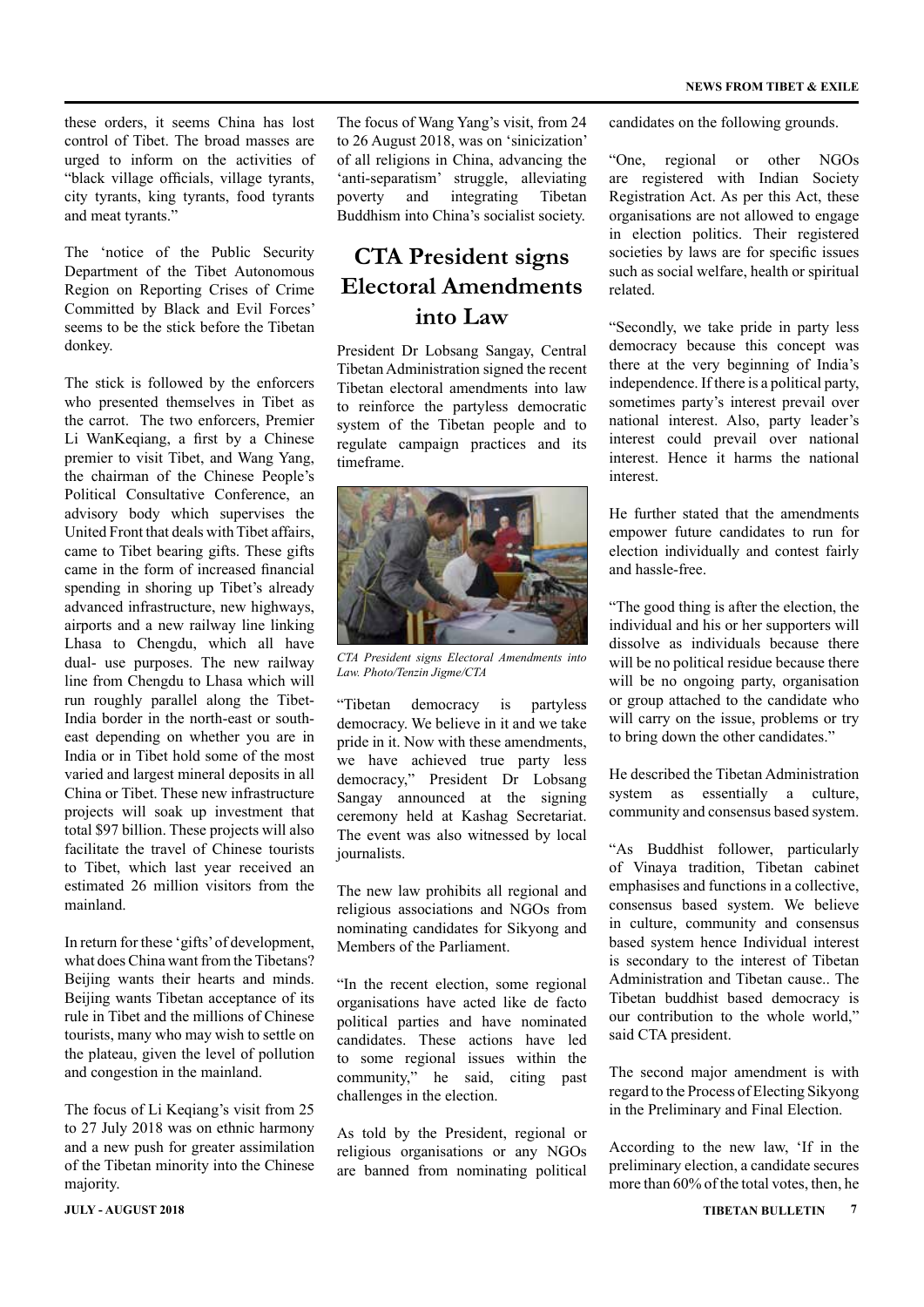these orders, it seems China has lost control of Tibet. The broad masses are urged to inform on the activities of "black village officials, village tyrants, city tyrants, king tyrants, food tyrants and meat tyrants."

The 'notice of the Public Security Department of the Tibet Autonomous Region on Reporting Crises of Crime Committed by Black and Evil Forces' seems to be the stick before the Tibetan donkey.

The stick is followed by the enforcers who presented themselves in Tibet as the carrot. The two enforcers, Premier Li WanKeqiang, a first by a Chinese premier to visit Tibet, and Wang Yang, the chairman of the Chinese People's Political Consultative Conference, an advisory body which supervises the United Front that deals with Tibet affairs, came to Tibet bearing gifts. These gifts came in the form of increased financial spending in shoring up Tibet's already advanced infrastructure, new highways, airports and a new railway line linking Lhasa to Chengdu, which all have dual- use purposes. The new railway line from Chengdu to Lhasa which will run roughly parallel along the Tibet-India border in the north-east or south-east depending on whether you are in India or in Tibet hold some of the most varied and largest mineral deposits in all China or Tibet. These new infrastructure projects will soak up investment that total $97 billion. These projects will also facilitate the travel of Chinese tourists to Tibet, which last year received an estimated 26 million visitors from the mainland.

In return for these 'gifts' of development, what does China want from the Tibetans? Beijing wants their hearts and minds. Beijing wants Tibetan acceptance of its rule in Tibet and the millions of Chinese tourists, many who may wish to settle on the plateau, given the level of pollution and congestion in the mainland.

The focus of Li Keqiang's visit from 25 to 27 July 2018 was on ethnic harmony and a new push for greater assimilation of the Tibetan minority into the Chinese majority.

The focus of Wang Yang's visit, from 24 to 26 August 2018, was on 'sinicization' of all religions in China, advancing the 'anti-separatism' struggle, alleviating poverty and integrating Tibetan Buddhism into China's socialist society.

## CTA President signs Electoral Amendments into Law

President Dr Lobsang Sangay, Central Tibetan Administration signed the recent Tibetan electoral amendments into law to reinforce the partyless democratic system of the Tibetan people and to regulate campaign practices and its timeframe.

*CTA President signs Electoral Amendments into Law. Photo/Tenzin Jigme/CTA*

"Tibetan democracy is partyless democracy. We believe in it and we take pride in it. Now with these amendments, we have achieved true party less democracy," President Dr Lobsang Sangay announced at the signing ceremony held at Kashag Secretariat. The event was also witnessed by local journalists.

The new law prohibits all regional and religious associations and NGOs from nominating candidates for Sikyong and Members of the Parliament.

"In the recent election, some regional organisations have acted like de facto political parties and have nominated candidates. These actions have led to some regional issues within the community," he said, citing past challenges in the election.

As told by the President, regional or religious organisations or any NGOs are banned from nominating political candidates on the following grounds.

"One, regional or other NGOs are registered with Indian Society Registration Act. As per this Act, these organisations are not allowed to engage in election politics. Their registered societies by laws are for specific issues such as social welfare, health or spiritual related.

"Secondly, we take pride in party less democracy because this concept was there at the very beginning of India's independence. If there is a political party, sometimes party's interest prevail over national interest. Also, party leader's interest could prevail over national interest. Hence it harms the national interest.

He further stated that the amendments empower future candidates to run for election individually and contest fairly and hassle-free.

"The good thing is after the election, the individual and his or her supporters will dissolve as individuals because there will be no political residue because there will be no ongoing party, organisation or group attached to the candidate who will carry on the issue, problems or try to bring down the other candidates."

He described the Tibetan Administration system as essentially a culture, community and consensus based system.

"As Buddhist follower, particularly of Vinaya tradition, Tibetan cabinet emphasises and functions in a collective, consensus based system. We believe in culture, community and consensus based system hence Individual interest is secondary to the interest of Tibetan Administration and Tibetan cause.. The Tibetan buddhist based democracy is our contribution to the whole world," said CTA president.

The second major amendment is with regard to the Process of Electing Sikyong in the Preliminary and Final Election.

According to the new law, 'If in the preliminary election, a candidate secures more than 60% of the total votes, then, he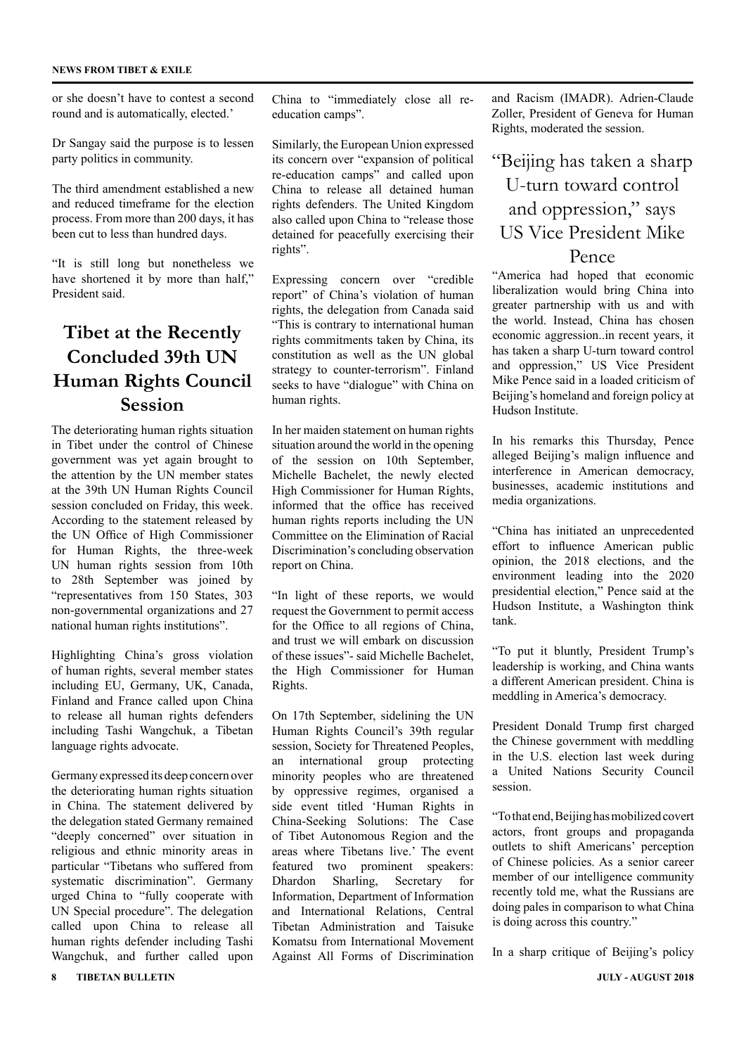or she doesn't have to contest a second round and is automatically, elected.'

Dr Sangay said the purpose is to lessen party politics in community.

The third amendment established a new and reduced timeframe for the election process. From more than 200 days, it has been cut to less than hundred days.

"It is still long but nonetheless we have shortened it by more than half," President said.

## Tibet at the Recently Concluded 39th UN Human Rights Council Session

The deteriorating human rights situation in Tibet under the control of Chinese government was yet again brought to the attention by the UN member states at the 39th UN Human Rights Council session concluded on Friday, this week. According to the statement released by the UN Office of High Commissioner for Human Rights, the three-week UN human rights session from 10th to 28th September was joined by "representatives from 150 States, 303 non-governmental organizations and 27 national human rights institutions".

Highlighting China's gross violation of human rights, several member states including EU, Germany, UK, Canada, Finland and France called upon China to release all human rights defenders including Tashi Wangchuk, a Tibetan language rights advocate.

Germany expressed its deep concern over the deteriorating human rights situation in China. The statement delivered by the delegation stated Germany remained "deeply concerned" over situation in religious and ethnic minority areas in particular "Tibetans who suffered from systematic discrimination". Germany urged China to "fully cooperate with UN Special procedure". The delegation called upon China to release all human rights defender including Tashi Wangchuk, and further called upon China to "immediately close all re-education camps".

Similarly, the European Union expressed its concern over "expansion of political re-education camps" and called upon China to release all detained human rights defenders. The United Kingdom also called upon China to "release those detained for peacefully exercising their rights".

Expressing concern over "credible report" of China's violation of human rights, the delegation from Canada said "This is contrary to international human rights commitments taken by China, its constitution as well as the UN global strategy to counter-terrorism". Finland seeks to have "dialogue" with China on human rights.

In her maiden statement on human rights situation around the world in the opening of the session on 10th September, Michelle Bachelet, the newly elected High Commissioner for Human Rights, informed that the office has received human rights reports including the UN Committee on the Elimination of Racial Discrimination's concluding observation report on China.

"In light of these reports, we would request the Government to permit access for the Office to all regions of China, and trust we will embark on discussion of these issues"- said Michelle Bachelet, the High Commissioner for Human Rights.

On 17th September, sidelining the UN Human Rights Council's 39th regular session, Society for Threatened Peoples, an international group protecting minority peoples who are threatened by oppressive regimes, organised a side event titled 'Human Rights in China-Seeking Solutions: The Case of Tibet Autonomous Region and the areas where Tibetans live.' The event featured two prominent speakers: Dhardon Sharling, Secretary for Information, Department of Information and International Relations, Central Tibetan Administration and Taisuke Komatsu from International Movement Against All Forms of Discrimination and Racism (IMADR). Adrien-Claude Zoller, President of Geneva for Human Rights, moderated the session.

## "Beijing has taken a sharp U-turn toward control and oppression," says US Vice President Mike Pence

"America had hoped that economic liberalization would bring China into greater partnership with us and with the world. Instead, China has chosen economic aggression..in recent years, it has taken a sharp U-turn toward control and oppression," US Vice President Mike Pence said in a loaded criticism of Beijing's homeland and foreign policy at Hudson Institute.

In his remarks this Thursday, Pence alleged Beijing's malign influence and interference in American democracy, businesses, academic institutions and media organizations.

"China has initiated an unprecedented effort to influence American public opinion, the 2018 elections, and the environment leading into the 2020 presidential election," Pence said at the Hudson Institute, a Washington think tank.

"To put it bluntly, President Trump's leadership is working, and China wants a different American president. China is meddling in America's democracy.

President Donald Trump first charged the Chinese government with meddling in the U.S. election last week during a United Nations Security Council session.

"To that end, Beijing has mobilized covert actors, front groups and propaganda outlets to shift Americans' perception of Chinese policies. As a senior career member of our intelligence community recently told me, what the Russians are doing pales in comparison to what China is doing across this country."

In a sharp critique of Beijing's policy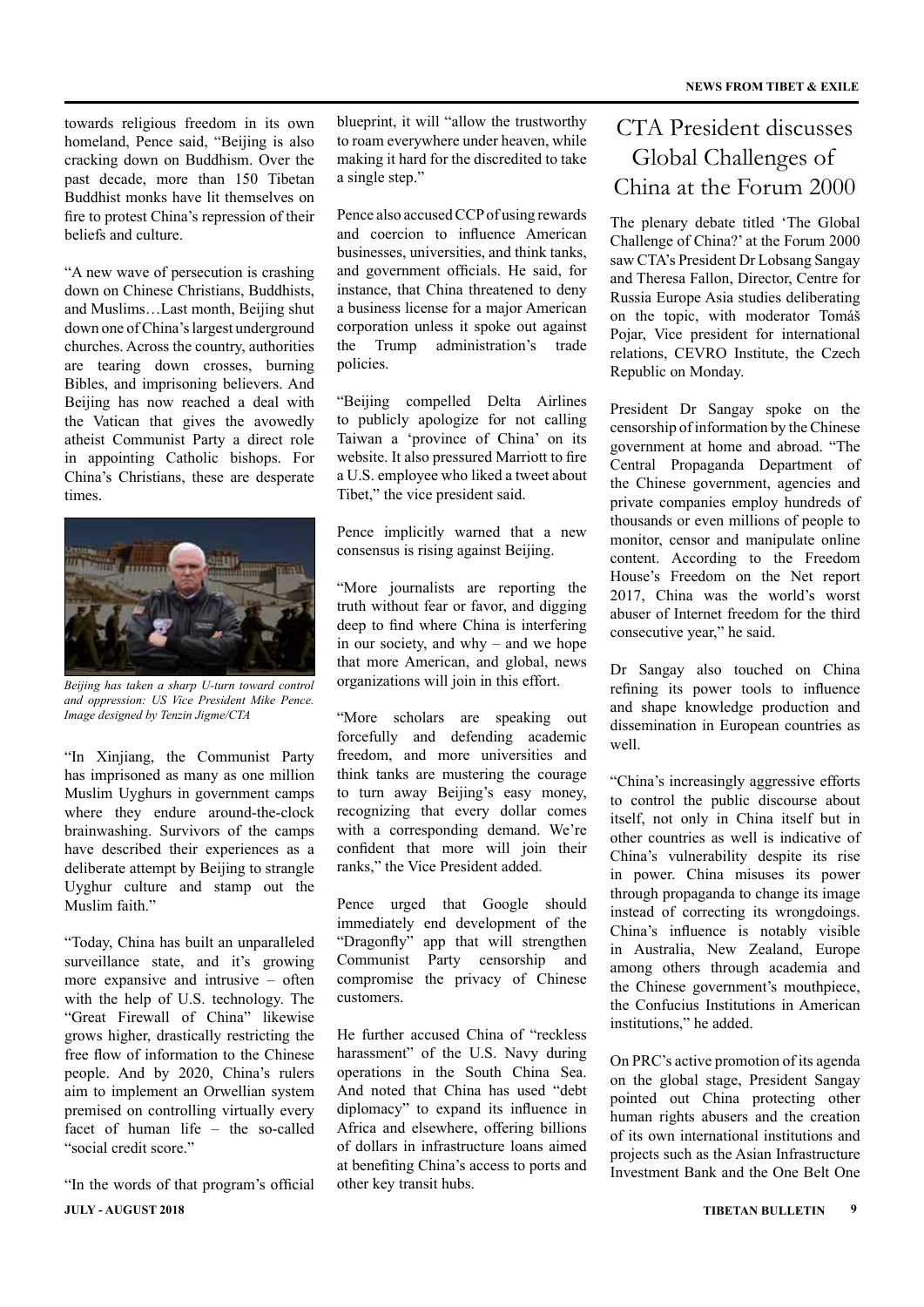towards religious freedom in its own homeland, Pence said, "Beijing is also cracking down on Buddhism. Over the past decade, more than 150 Tibetan Buddhist monks have lit themselves on fire to protest China's repression of their beliefs and culture.

"A new wave of persecution is crashing down on Chinese Christians, Buddhists, and Muslims…Last month, Beijing shut down one of China's largest underground churches. Across the country, authorities are tearing down crosses, burning Bibles, and imprisoning believers. And Beijing has now reached a deal with the Vatican that gives the avowedly atheist Communist Party a direct role in appointing Catholic bishops. For China's Christians, these are desperate times.

*Beijing has taken a sharp U-turn toward control and oppression: US Vice President Mike Pence. Image designed by Tenzin Jigme/CTA*

"In Xinjiang, the Communist Party has imprisoned as many as one million Muslim Uyghurs in government camps where they endure around-the-clock brainwashing. Survivors of the camps have described their experiences as a deliberate attempt by Beijing to strangle Uyghur culture and stamp out the Muslim faith."

"Today, China has built an unparalleled surveillance state, and it's growing more expansive and intrusive – often with the help of U.S. technology. The "Great Firewall of China" likewise grows higher, drastically restricting the free flow of information to the Chinese people. And by 2020, China's rulers aim to implement an Orwellian system premised on controlling virtually every facet of human life – the so-called "social credit score."

"In the words of that program's official blueprint, it will "allow the trustworthy to roam everywhere under heaven, while making it hard for the discredited to take a single step."

Pence also accused CCP of using rewards and coercion to influence American businesses, universities, and think tanks, and government officials. He said, for instance, that China threatened to deny a business license for a major American corporation unless it spoke out against the Trump administration's trade policies.

"Beijing compelled Delta Airlines to publicly apologize for not calling Taiwan a 'province of China' on its website. It also pressured Marriott to fire a U.S. employee who liked a tweet about Tibet," the vice president said.

Pence implicitly warned that a new consensus is rising against Beijing.

"More journalists are reporting the truth without fear or favor, and digging deep to find where China is interfering in our society, and why – and we hope that more American, and global, news organizations will join in this effort.

"More scholars are speaking out forcefully and defending academic freedom, and more universities and think tanks are mustering the courage to turn away Beijing's easy money, recognizing that every dollar comes with a corresponding demand. We're confident that more will join their ranks," the Vice President added.

Pence urged that Google should immediately end development of the "Dragonfly" app that will strengthen Communist Party censorship and compromise the privacy of Chinese customers.

He further accused China of "reckless harassment" of the U.S. Navy during operations in the South China Sea. And noted that China has used "debt diplomacy" to expand its influence in Africa and elsewhere, offering billions of dollars in infrastructure loans aimed at benefiting China's access to ports and other key transit hubs.

# CTA President discusses Global Challenges of China at the Forum 2000

The plenary debate titled 'The Global Challenge of China?' at the Forum 2000 saw CTA's President Dr Lobsang Sangay and Theresa Fallon, Director, Centre for Russia Europe Asia studies deliberating on the topic, with moderator Tomáš Pojar, Vice president for international relations, CEVRO Institute, the Czech Republic on Monday.

President Dr Sangay spoke on the censorship of information by the Chinese government at home and abroad. "The Central Propaganda Department of the Chinese government, agencies and private companies employ hundreds of thousands or even millions of people to monitor, censor and manipulate online content. According to the Freedom House's Freedom on the Net report 2017, China was the world's worst abuser of Internet freedom for the third consecutive year," he said.

Dr Sangay also touched on China refining its power tools to influence and shape knowledge production and dissemination in European countries as well.

"China's increasingly aggressive efforts to control the public discourse about itself, not only in China itself but in other countries as well is indicative of China's vulnerability despite its rise in power. China misuses its power through propaganda to change its image instead of correcting its wrongdoings. China's influence is notably visible in Australia, New Zealand, Europe among others through academia and the Chinese government's mouthpiece, the Confucius Institutions in American institutions," he added.

On PRC's active promotion of its agenda on the global stage, President Sangay pointed out China protecting other human rights abusers and the creation of its own international institutions and projects such as the Asian Infrastructure Investment Bank and the One Belt One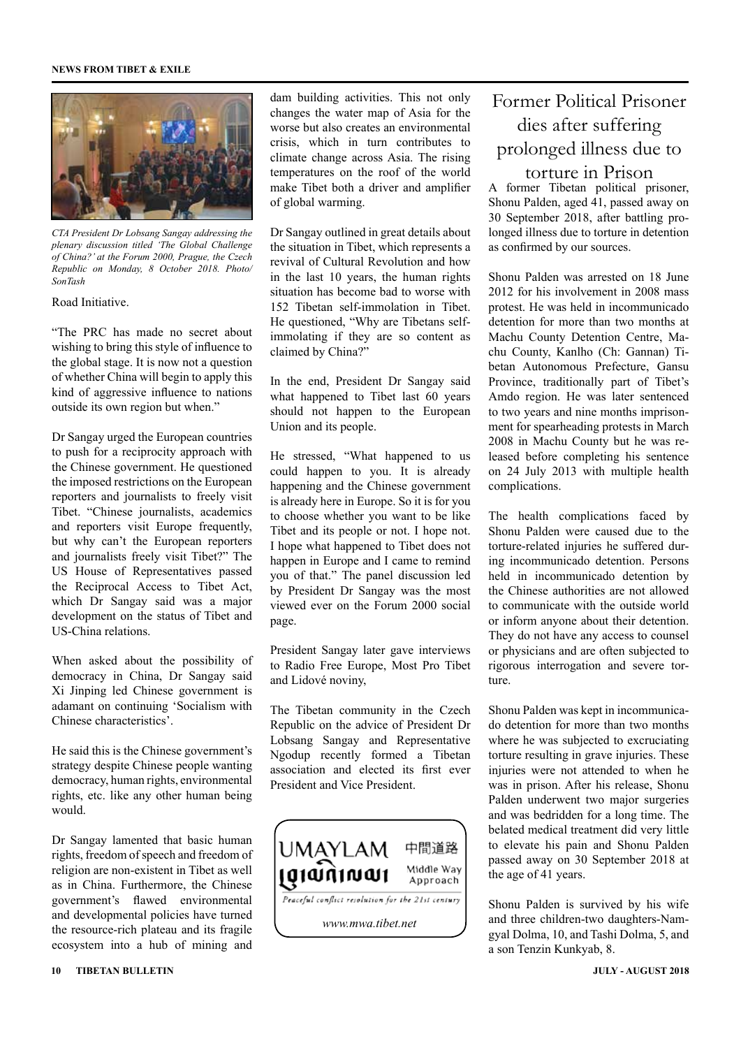*CTA President Dr Lobsang Sangay addressing the plenary discussion titled 'The Global Challenge of China?' at the Forum 2000, Prague, the Czech Republic on Monday, 8 October 2018. Photo/ SonTash*

Road Initiative.

"The PRC has made no secret about wishing to bring this style of influence to the global stage. It is now not a question of whether China will begin to apply this kind of aggressive influence to nations outside its own region but when."

Dr Sangay urged the European countries to push for a reciprocity approach with the Chinese government. He questioned the imposed restrictions on the European reporters and journalists to freely visit Tibet. "Chinese journalists, academics and reporters visit Europe frequently, but why can't the European reporters and journalists freely visit Tibet?" The US House of Representatives passed the Reciprocal Access to Tibet Act, which Dr Sangay said was a major development on the status of Tibet and US-China relations.

When asked about the possibility of democracy in China, Dr Sangay said Xi Jinping led Chinese government is adamant on continuing 'Socialism with Chinese characteristics'.

He said this is the Chinese government's strategy despite Chinese people wanting democracy, human rights, environmental rights, etc. like any other human being would.

Dr Sangay lamented that basic human rights, freedom of speech and freedom of religion are non-existent in Tibet as well as in China. Furthermore, the Chinese government's flawed environmental and developmental policies have turned the resource-rich plateau and its fragile ecosystem into a hub of mining and dam building activities. This not only changes the water map of Asia for the worse but also creates an environmental crisis, which in turn contributes to climate change across Asia. The rising temperatures on the roof of the world make Tibet both a driver and amplifier of global warming.

Dr Sangay outlined in great details about the situation in Tibet, which represents a revival of Cultural Revolution and how in the last 10 years, the human rights situation has become bad to worse with 152 Tibetan self-immolation in Tibet. He questioned, "Why are Tibetans self-immolating if they are so content as claimed by China?"

In the end, President Dr Sangay said what happened to Tibet last 60 years should not happen to the European Union and its people.

He stressed, "What happened to us could happen to you. It is already happening and the Chinese government is already here in Europe. So it is for you to choose whether you want to be like Tibet and its people or not. I hope not. I hope what happened to Tibet does not happen in Europe and I came to remind you of that." The panel discussion led by President Dr Sangay was the most viewed ever on the Forum 2000 social page.

President Sangay later gave interviews to Radio Free Europe, Most Pro Tibet and Lidové noviny,

The Tibetan community in the Czech Republic on the advice of President Dr Lobsang Sangay and Representative Ngodup recently formed a Tibetan association and elected its first ever President and Vice President.

UMAYLAM 中間道路 Middle Way Approach

*Peaceful conflict resolution for the 21st century*

*www.mwa.tibet.net*

# Former Political Prisoner dies after suffering prolonged illness due to torture in Prison

A former Tibetan political prisoner, Shonu Palden, aged 41, passed away on 30 September 2018, after battling prolonged illness due to torture in detention as confirmed by our sources.

Shonu Palden was arrested on 18 June 2012 for his involvement in 2008 mass protest. He was held in incommunicado detention for more than two months at Machu County Detention Centre, Machu County, Kanlho (Ch: Gannan) Tibetan Autonomous Prefecture, Gansu Province, traditionally part of Tibet's Amdo region. He was later sentenced to two years and nine months imprisonment for spearheading protests in March 2008 in Machu County but he was released before completing his sentence on 24 July 2013 with multiple health complications.

The health complications faced by Shonu Palden were caused due to the torture-related injuries he suffered during incommunicado detention. Persons held in incommunicado detention by the Chinese authorities are not allowed to communicate with the outside world or inform anyone about their detention. They do not have any access to counsel or physicians and are often subjected to rigorous interrogation and severe torture.

Shonu Palden was kept in incommunicado detention for more than two months where he was subjected to excruciating torture resulting in grave injuries. These injuries were not attended to when he was in prison. After his release, Shonu Palden underwent two major surgeries and was bedridden for a long time. The belated medical treatment did very little to elevate his pain and Shonu Palden passed away on 30 September 2018 at the age of 41 years.

Shonu Palden is survived by his wife and three children-two daughters-Namgyal Dolma, 10, and Tashi Dolma, 5, and a son Tenzin Kunkyab, 8.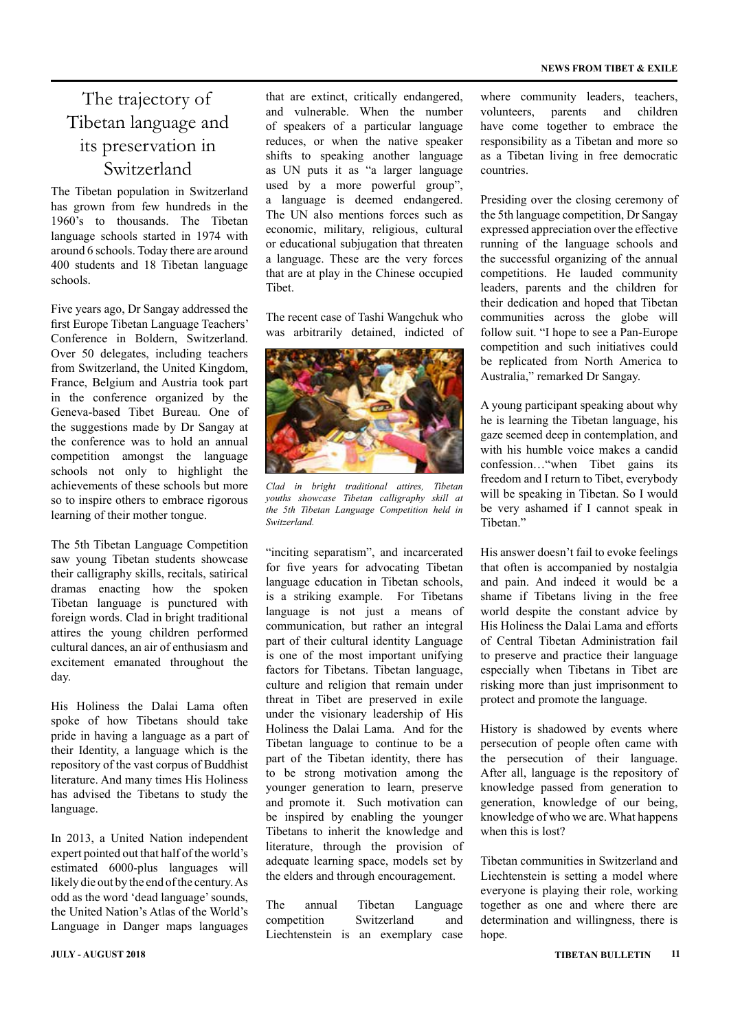# The trajectory of Tibetan language and its preservation in Switzerland

The Tibetan population in Switzerland has grown from few hundreds in the 1960's to thousands. The Tibetan language schools started in 1974 with around 6 schools. Today there are around 400 students and 18 Tibetan language schools.

Five years ago, Dr Sangay addressed the first Europe Tibetan Language Teachers' Conference in Boldern, Switzerland. Over 50 delegates, including teachers from Switzerland, the United Kingdom, France, Belgium and Austria took part in the conference organized by the Geneva-based Tibet Bureau. One of the suggestions made by Dr Sangay at the conference was to hold an annual competition amongst the language schools not only to highlight the achievements of these schools but more so to inspire others to embrace rigorous learning of their mother tongue.

The 5th Tibetan Language Competition saw young Tibetan students showcase their calligraphy skills, recitals, satirical dramas enacting how the spoken Tibetan language is punctured with foreign words. Clad in bright traditional attires the young children performed cultural dances, an air of enthusiasm and excitement emanated throughout the day.

His Holiness the Dalai Lama often spoke of how Tibetans should take pride in having a language as a part of their Identity, a language which is the repository of the vast corpus of Buddhist literature. And many times His Holiness has advised the Tibetans to study the language.

In 2013, a United Nation independent expert pointed out that half of the world's estimated 6000-plus languages will likely die out by the end of the century. As odd as the word 'dead language' sounds, the United Nation's Atlas of the World's Language in Danger maps languages that are extinct, critically endangered, and vulnerable. When the number of speakers of a particular language reduces, or when the native speaker shifts to speaking another language as UN puts it as "a larger language used by a more powerful group", a language is deemed endangered. The UN also mentions forces such as economic, military, religious, cultural or educational subjugation that threaten a language. These are the very forces that are at play in the Chinese occupied Tibet.

The recent case of Tashi Wangchuk who was arbitrarily detained, indicted of "inciting separatism", and incarcerated for five years for advocating Tibetan language education in Tibetan schools, is a striking example. For Tibetans language is not just a means of communication, but rather an integral part of their cultural identity Language is one of the most important unifying factors for Tibetans. Tibetan language, culture and religion that remain under threat in Tibet are preserved in exile under the visionary leadership of His Holiness the Dalai Lama. And for the Tibetan language to continue to be a part of the Tibetan identity, there has to be strong motivation among the younger generation to learn, preserve and promote it. Such motivation can be inspired by enabling the younger Tibetans to inherit the knowledge and literature, through the provision of adequate learning space, models set by the elders and through encouragement.

*Clad in bright traditional attires, Tibetan youths showcase Tibetan calligraphy skill at the 5th Tibetan Language Competition held in Switzerland.*

The annual Tibetan Language competition Switzerland and Liechtenstein is an exemplary case where community leaders, teachers, volunteers, parents and children have come together to embrace the responsibility as a Tibetan and more so as a Tibetan living in free democratic countries.

Presiding over the closing ceremony of the 5th language competition, Dr Sangay expressed appreciation over the effective running of the language schools and the successful organizing of the annual competitions. He lauded community leaders, parents and the children for their dedication and hoped that Tibetan communities across the globe will follow suit. "I hope to see a Pan-Europe competition and such initiatives could be replicated from North America to Australia," remarked Dr Sangay.

A young participant speaking about why he is learning the Tibetan language, his gaze seemed deep in contemplation, and with his humble voice makes a candid confession…"when Tibet gains its freedom and I return to Tibet, everybody will be speaking in Tibetan. So I would be very ashamed if I cannot speak in Tibetan."

His answer doesn't fail to evoke feelings that often is accompanied by nostalgia and pain. And indeed it would be a shame if Tibetans living in the free world despite the constant advice by His Holiness the Dalai Lama and efforts of Central Tibetan Administration fail to preserve and practice their language especially when Tibetans in Tibet are risking more than just imprisonment to protect and promote the language.

History is shadowed by events where persecution of people often came with the persecution of their language. After all, language is the repository of knowledge passed from generation to generation, knowledge of our being, knowledge of who we are. What happens when this is lost?

Tibetan communities in Switzerland and Liechtenstein is setting a model where everyone is playing their role, working together as one and where there are determination and willingness, there is hope.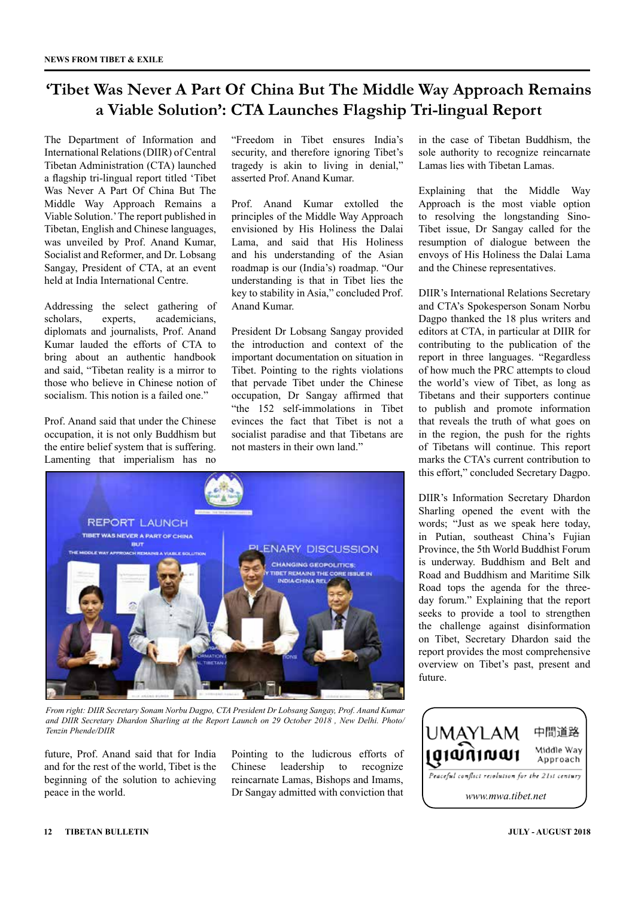# 'Tibet Was Never A Part Of China But The Middle Way Approach Remains a Viable Solution': CTA Launches Flagship Tri-lingual Report

The Department of Information and International Relations (DIIR) of Central Tibetan Administration (CTA) launched a flagship tri-lingual report titled 'Tibet Was Never A Part Of China But The Middle Way Approach Remains a Viable Solution.' The report published in Tibetan, English and Chinese languages, was unveiled by Prof. Anand Kumar, Socialist and Reformer, and Dr. Lobsang Sangay, President of CTA, at an event held at India International Centre.

Addressing the select gathering of scholars, experts, academicians, diplomats and journalists, Prof. Anand Kumar lauded the efforts of CTA to bring about an authentic handbook and said, "Tibetan reality is a mirror to those who believe in Chinese notion of socialism. This notion is a failed one."

Prof. Anand said that under the Chinese occupation, it is not only Buddhism but the entire belief system that is suffering. Lamenting that imperialism has no future, Prof. Anand said that for India and for the rest of the world, Tibet is the beginning of the solution to achieving peace in the world.

"Freedom in Tibet ensures India's security, and therefore ignoring Tibet's tragedy is akin to living in denial," asserted Prof. Anand Kumar.

Prof. Anand Kumar extolled the principles of the Middle Way Approach envisioned by His Holiness the Dalai Lama, and said that His Holiness and his understanding of the Asian roadmap is our (India's) roadmap. "Our understanding is that in Tibet lies the key to stability in Asia," concluded Prof. Anand Kumar.

President Dr Lobsang Sangay provided the introduction and context of the important documentation on situation in Tibet. Pointing to the rights violations that pervade Tibet under the Chinese occupation, Dr Sangay affirmed that "the 152 self-immolations in Tibet evinces the fact that Tibet is not a socialist paradise and that Tibetans are not masters in their own land."

Pointing to the ludicrous efforts of Chinese leadership to recognize reincarnate Lamas, Bishops and Imams, Dr Sangay admitted with conviction that in the case of Tibetan Buddhism, the sole authority to recognize reincarnate Lamas lies with Tibetan Lamas.

Explaining that the Middle Way Approach is the most viable option to resolving the longstanding Sino-Tibet issue, Dr Sangay called for the resumption of dialogue between the envoys of His Holiness the Dalai Lama and the Chinese representatives.

DIIR's International Relations Secretary and CTA's Spokesperson Sonam Norbu Dagpo thanked the 18 plus writers and editors at CTA, in particular at DIIR for contributing to the publication of the report in three languages. "Regardless of how much the PRC attempts to cloud the world's view of Tibet, as long as Tibetans and their supporters continue to publish and promote information that reveals the truth of what goes on in the region, the push for the rights of Tibetans will continue. This report marks the CTA's current contribution to this effort," concluded Secretary Dagpo.

DIIR's Information Secretary Dhardon Sharling opened the event with the words; "Just as we speak here today, in Putian, southeast China's Fujian Province, the 5th World Buddhist Forum is underway. Buddhism and Belt and Road and Buddhism and Maritime Silk Road tops the agenda for the three-day forum." Explaining that the report seeks to provide a tool to strengthen the challenge against disinformation on Tibet, Secretary Dhardon said the report provides the most comprehensive overview on Tibet's past, present and future.

*From right: DIIR Secretary Sonam Norbu Dagpo, CTA President Dr Lobsang Sangay, Prof. Anand Kumar and DIIR Secretary Dhardon Sharling at the Report Launch on 29 October 2018 , New Delhi. Photo/ Tenzin Phende/DIIR*

UMAYLAM 中間道路 Middle Way Approach

*Peaceful conflict resolution for the 21st century*

*www.mwa.tibet.net*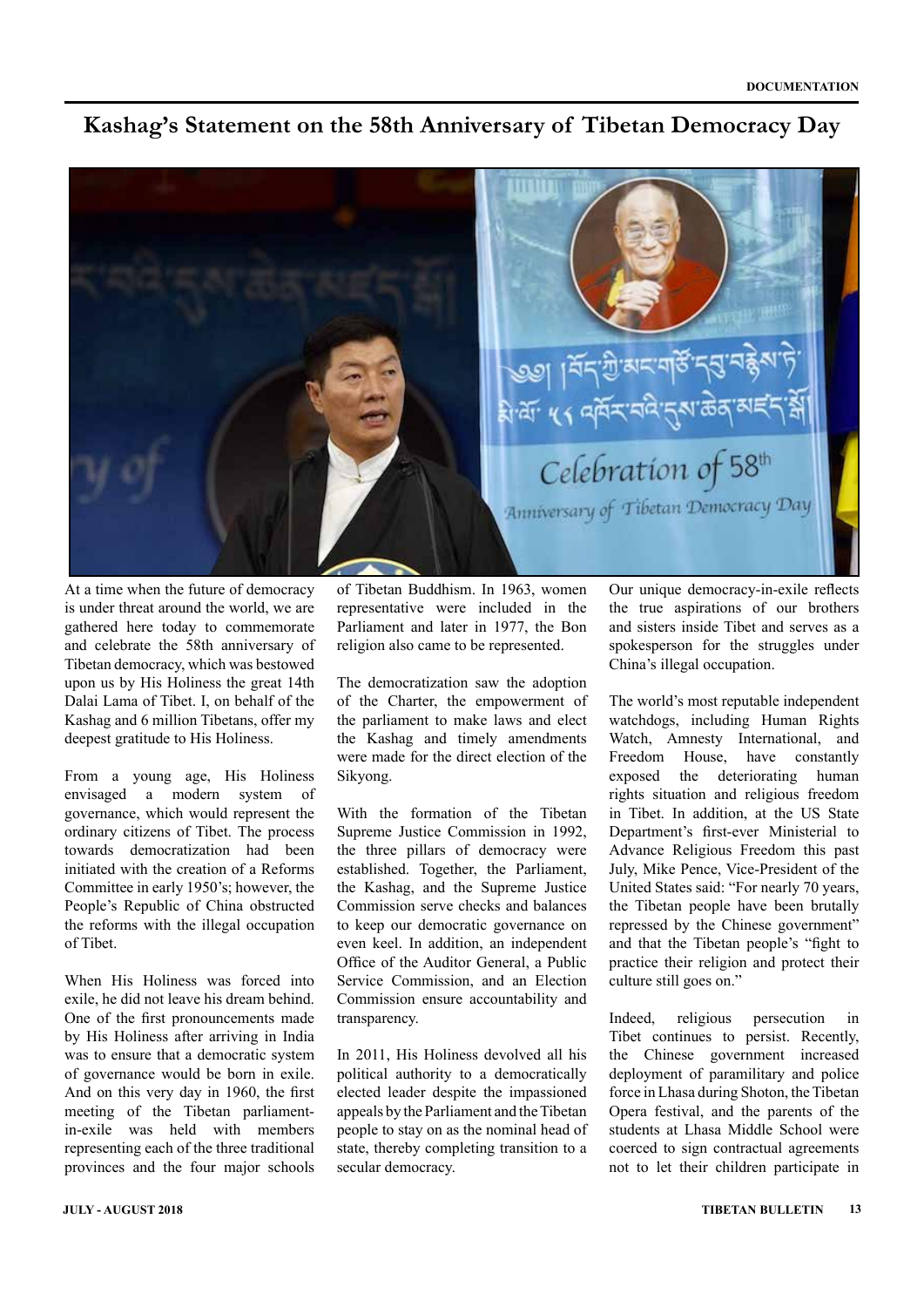# Kashag's Statement on the 58th Anniversary of Tibetan Democracy Day

At a time when the future of democracy is under threat around the world, we are gathered here today to commemorate and celebrate the 58th anniversary of Tibetan democracy, which was bestowed upon us by His Holiness the great 14th Dalai Lama of Tibet. I, on behalf of the Kashag and 6 million Tibetans, offer my deepest gratitude to His Holiness.

From a young age, His Holiness envisaged a modern system of governance, which would represent the ordinary citizens of Tibet. The process towards democratization had been initiated with the creation of a Reforms Committee in early 1950's; however, the People's Republic of China obstructed the reforms with the illegal occupation of Tibet.

When His Holiness was forced into exile, he did not leave his dream behind. One of the first pronouncements made by His Holiness after arriving in India was to ensure that a democratic system of governance would be born in exile. And on this very day in 1960, the first meeting of the Tibetan parliament-in-exile was held with members representing each of the three traditional provinces and the four major schools of Tibetan Buddhism. In 1963, women representative were included in the Parliament and later in 1977, the Bon religion also came to be represented.

The democratization saw the adoption of the Charter, the empowerment of the parliament to make laws and elect the Kashag and timely amendments were made for the direct election of the Sikyong.

With the formation of the Tibetan Supreme Justice Commission in 1992, the three pillars of democracy were established. Together, the Parliament, the Kashag, and the Supreme Justice Commission serve checks and balances to keep our democratic governance on even keel. In addition, an independent Office of the Auditor General, a Public Service Commission, and an Election Commission ensure accountability and transparency.

In 2011, His Holiness devolved all his political authority to a democratically elected leader despite the impassioned appeals by the Parliament and the Tibetan people to stay on as the nominal head of state, thereby completing transition to a secular democracy.

Our unique democracy-in-exile reflects the true aspirations of our brothers and sisters inside Tibet and serves as a spokesperson for the struggles under China's illegal occupation.

The world's most reputable independent watchdogs, including Human Rights Watch, Amnesty International, and Freedom House, have constantly exposed the deteriorating human rights situation and religious freedom in Tibet. In addition, at the US State Department's first-ever Ministerial to Advance Religious Freedom this past July, Mike Pence, Vice-President of the United States said: "For nearly 70 years, the Tibetan people have been brutally repressed by the Chinese government" and that the Tibetan people's "fight to practice their religion and protect their culture still goes on."

Indeed, religious persecution in Tibet continues to persist. Recently, the Chinese government increased deployment of paramilitary and police force in Lhasa during Shoton, the Tibetan Opera festival, and the parents of the students at Lhasa Middle School were coerced to sign contractual agreements not to let their children participate in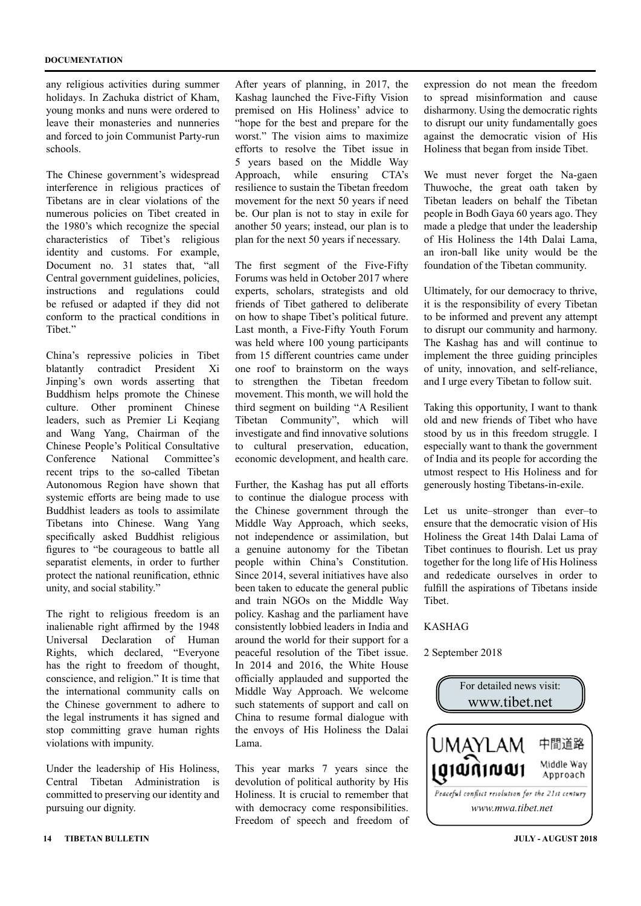any religious activities during summer holidays. In Zachuka district of Kham, young monks and nuns were ordered to leave their monasteries and nunneries and forced to join Communist Party-run schools.

The Chinese government's widespread interference in religious practices of Tibetans are in clear violations of the numerous policies on Tibet created in the 1980's which recognize the special characteristics of Tibet's religious identity and customs. For example, Document no. 31 states that, "all Central government guidelines, policies, instructions and regulations could be refused or adapted if they did not conform to the practical conditions in Tibet."

China's repressive policies in Tibet blatantly contradict President Xi Jinping's own words asserting that Buddhism helps promote the Chinese culture. Other prominent Chinese leaders, such as Premier Li Keqiang and Wang Yang, Chairman of the Chinese People's Political Consultative Conference National Committee's recent trips to the so-called Tibetan Autonomous Region have shown that systemic efforts are being made to use Buddhist leaders as tools to assimilate Tibetans into Chinese. Wang Yang specifically asked Buddhist religious figures to "be courageous to battle all separatist elements, in order to further protect the national reunification, ethnic unity, and social stability."

The right to religious freedom is an inalienable right affirmed by the 1948 Universal Declaration of Human Rights, which declared, "Everyone has the right to freedom of thought, conscience, and religion." It is time that the international community calls on the Chinese government to adhere to the legal instruments it has signed and stop committing grave human rights violations with impunity.

Under the leadership of His Holiness, Central Tibetan Administration is committed to preserving our identity and pursuing our dignity.

After years of planning, in 2017, the Kashag launched the Five-Fifty Vision premised on His Holiness' advice to "hope for the best and prepare for the worst." The vision aims to maximize efforts to resolve the Tibet issue in 5 years based on the Middle Way Approach, while ensuring CTA's resilience to sustain the Tibetan freedom movement for the next 50 years if need be. Our plan is not to stay in exile for another 50 years; instead, our plan is to plan for the next 50 years if necessary.

The first segment of the Five-Fifty Forums was held in October 2017 where experts, scholars, strategists and old friends of Tibet gathered to deliberate on how to shape Tibet's political future. Last month, a Five-Fifty Youth Forum was held where 100 young participants from 15 different countries came under one roof to brainstorm on the ways to strengthen the Tibetan freedom movement. This month, we will hold the third segment on building "A Resilient Tibetan Community", which will investigate and find innovative solutions to cultural preservation, education, economic development, and health care.

Further, the Kashag has put all efforts to continue the dialogue process with the Chinese government through the Middle Way Approach, which seeks, not independence or assimilation, but a genuine autonomy for the Tibetan people within China's Constitution. Since 2014, several initiatives have also been taken to educate the general public and train NGOs on the Middle Way policy. Kashag and the parliament have consistently lobbied leaders in India and around the world for their support for a peaceful resolution of the Tibet issue. In 2014 and 2016, the White House officially applauded and supported the Middle Way Approach. We welcome such statements of support and call on China to resume formal dialogue with the envoys of His Holiness the Dalai Lama.

This year marks 7 years since the devolution of political authority by His Holiness. It is crucial to remember that with democracy come responsibilities. Freedom of speech and freedom of expression do not mean the freedom to spread misinformation and cause disharmony. Using the democratic rights to disrupt our unity fundamentally goes against the democratic vision of His Holiness that began from inside Tibet.

We must never forget the Na-gaen Thuwoche, the great oath taken by Tibetan leaders on behalf the Tibetan people in Bodh Gaya 60 years ago. They made a pledge that under the leadership of His Holiness the 14th Dalai Lama, an iron-ball like unity would be the foundation of the Tibetan community.

Ultimately, for our democracy to thrive, it is the responsibility of every Tibetan to be informed and prevent any attempt to disrupt our community and harmony. The Kashag has and will continue to implement the three guiding principles of unity, innovation, and self-reliance, and I urge every Tibetan to follow suit.

Taking this opportunity, I want to thank old and new friends of Tibet who have stood by us in this freedom struggle. I especially want to thank the government of India and its people for according the utmost respect to His Holiness and for generously hosting Tibetans-in-exile.

Let us unite–stronger than ever–to ensure that the democratic vision of His Holiness the Great 14th Dalai Lama of Tibet continues to flourish. Let us pray together for the long life of His Holiness and rededicate ourselves in order to fulfill the aspirations of Tibetans inside Tibet.

KASHAG

2 September 2018

For detailed news visit:
www.tibet.net

UMAYLAM 中間道路 Middle Way Approach

*Peaceful conflict resolution for the 21st century*

*www.mwa.tibet.net*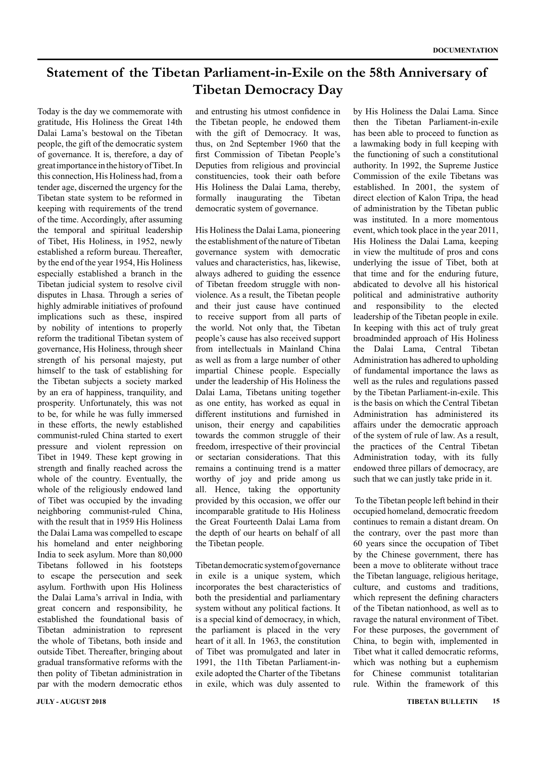# Statement of the Tibetan Parliament-in-Exile on the 58th Anniversary of Tibetan Democracy Day

Today is the day we commemorate with gratitude, His Holiness the Great 14th Dalai Lama's bestowal on the Tibetan people, the gift of the democratic system of governance. It is, therefore, a day of great importance in the history of Tibet. In this connection, His Holiness had, from a tender age, discerned the urgency for the Tibetan state system to be reformed in keeping with requirements of the trend of the time. Accordingly, after assuming the temporal and spiritual leadership of Tibet, His Holiness, in 1952, newly established a reform bureau. Thereafter, by the end of the year 1954, His Holiness especially established a branch in the Tibetan judicial system to resolve civil disputes in Lhasa. Through a series of highly admirable initiatives of profound implications such as these, inspired by nobility of intentions to properly reform the traditional Tibetan system of governance, His Holiness, through sheer strength of his personal majesty, put himself to the task of establishing for the Tibetan subjects a society marked by an era of happiness, tranquility, and prosperity. Unfortunately, this was not to be, for while he was fully immersed in these efforts, the newly established communist-ruled China started to exert pressure and violent repression on Tibet in 1949. These kept growing in strength and finally reached across the whole of the country. Eventually, the whole of the religiously endowed land of Tibet was occupied by the invading neighboring communist-ruled China, with the result that in 1959 His Holiness the Dalai Lama was compelled to escape his homeland and enter neighboring India to seek asylum. More than 80,000 Tibetans followed in his footsteps to escape the persecution and seek asylum. Forthwith upon His Holiness the Dalai Lama's arrival in India, with great concern and responsibility, he established the foundational basis of Tibetan administration to represent the whole of Tibetans, both inside and outside Tibet. Thereafter, bringing about gradual transformative reforms with the then polity of Tibetan administration in par with the modern democratic ethos and entrusting his utmost confidence in the Tibetan people, he endowed them with the gift of Democracy. It was, thus, on 2nd September 1960 that the first Commission of Tibetan People's Deputies from religious and provincial constituencies, took their oath before His Holiness the Dalai Lama, thereby, formally inaugurating the Tibetan democratic system of governance.

His Holiness the Dalai Lama, pioneering the establishment of the nature of Tibetan governance system with democratic values and characteristics, has, likewise, always adhered to guiding the essence of Tibetan freedom struggle with non-violence. As a result, the Tibetan people and their just cause have continued to receive support from all parts of the world. Not only that, the Tibetan people's cause has also received support from intellectuals in Mainland China as well as from a large number of other impartial Chinese people. Especially under the leadership of His Holiness the Dalai Lama, Tibetans uniting together as one entity, has worked as equal in different institutions and furnished in unison, their energy and capabilities towards the common struggle of their freedom, irrespective of their provincial or sectarian considerations. That this remains a continuing trend is a matter worthy of joy and pride among us all. Hence, taking the opportunity provided by this occasion, we offer our incomparable gratitude to His Holiness the Great Fourteenth Dalai Lama from the depth of our hearts on behalf of all the Tibetan people.

Tibetan democratic system of governance in exile is a unique system, which incorporates the best characteristics of both the presidential and parliamentary system without any political factions. It is a special kind of democracy, in which, the parliament is placed in the very heart of it all. In 1963, the constitution of Tibet was promulgated and later in 1991, the 11th Tibetan Parliament-in-exile adopted the Charter of the Tibetans in exile, which was duly assented to by His Holiness the Dalai Lama. Since then the Tibetan Parliament-in-exile has been able to proceed to function as a lawmaking body in full keeping with the functioning of such a constitutional authority. In 1992, the Supreme Justice Commission of the exile Tibetans was established. In 2001, the system of direct election of Kalon Tripa, the head of administration by the Tibetan public was instituted. In a more momentous event, which took place in the year 2011, His Holiness the Dalai Lama, keeping in view the multitude of pros and cons underlying the issue of Tibet, both at that time and for the enduring future, abdicated to devolve all his historical political and administrative authority and responsibility to the elected leadership of the Tibetan people in exile. In keeping with this act of truly great broadminded approach of His Holiness the Dalai Lama, Central Tibetan Administration has adhered to upholding of fundamental importance the laws as well as the rules and regulations passed by the Tibetan Parliament-in-exile. This is the basis on which the Central Tibetan Administration has administered its affairs under the democratic approach of the system of rule of law. As a result, the practices of the Central Tibetan Administration today, with its fully endowed three pillars of democracy, are such that we can justly take pride in it.

To the Tibetan people left behind in their occupied homeland, democratic freedom continues to remain a distant dream. On the contrary, over the past more than 60 years since the occupation of Tibet by the Chinese government, there has been a move to obliterate without trace the Tibetan language, religious heritage, culture, and customs and traditions, which represent the defining characters of the Tibetan nationhood, as well as to ravage the natural environment of Tibet. For these purposes, the government of China, to begin with, implemented in Tibet what it called democratic reforms, which was nothing but a euphemism for Chinese communist totalitarian rule. Within the framework of this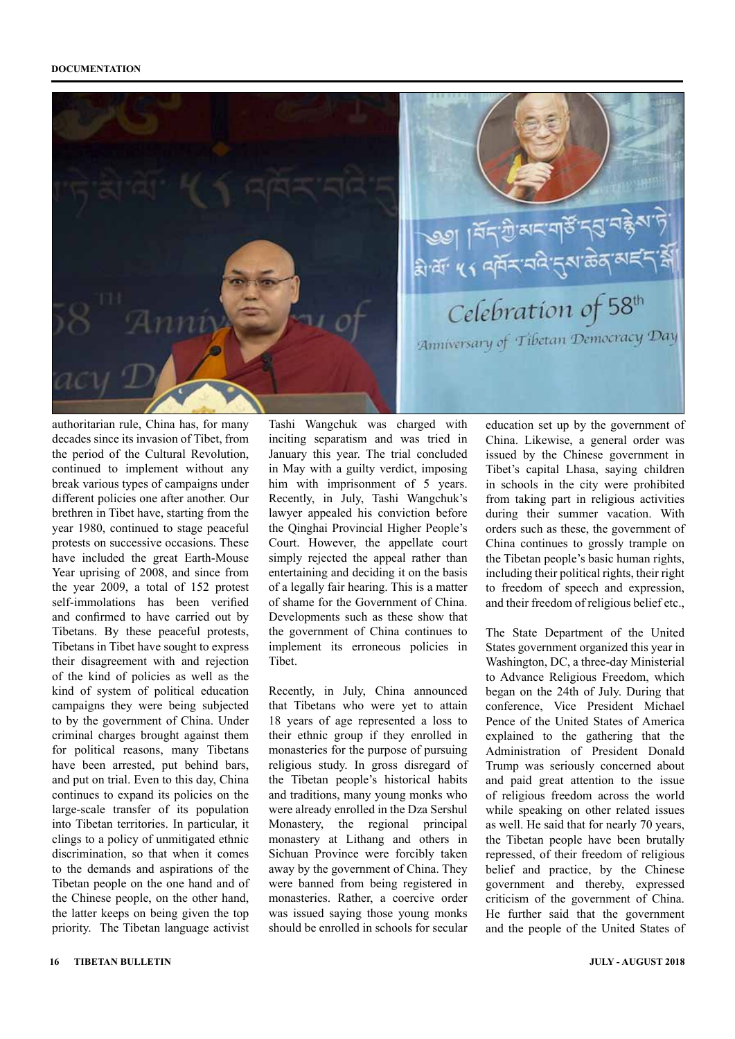authoritarian rule, China has, for many decades since its invasion of Tibet, from the period of the Cultural Revolution, continued to implement without any break various types of campaigns under different policies one after another. Our brethren in Tibet have, starting from the year 1980, continued to stage peaceful protests on successive occasions. These have included the great Earth-Mouse Year uprising of 2008, and since from the year 2009, a total of 152 protest self-immolations has been verified and confirmed to have carried out by Tibetans. By these peaceful protests, Tibetans in Tibet have sought to express their disagreement with and rejection of the kind of policies as well as the kind of system of political education campaigns they were being subjected to by the government of China. Under criminal charges brought against them for political reasons, many Tibetans have been arrested, put behind bars, and put on trial. Even to this day, China continues to expand its policies on the large-scale transfer of its population into Tibetan territories. In particular, it clings to a policy of unmitigated ethnic discrimination, so that when it comes to the demands and aspirations of the Tibetan people on the one hand and of the Chinese people, on the other hand, the latter keeps on being given the top priority. The Tibetan language activist Tashi Wangchuk was charged with inciting separatism and was tried in January this year. The trial concluded in May with a guilty verdict, imposing him with imprisonment of 5 years. Recently, in July, Tashi Wangchuk's lawyer appealed his conviction before the Qinghai Provincial Higher People's Court. However, the appellate court simply rejected the appeal rather than entertaining and deciding it on the basis of a legally fair hearing. This is a matter of shame for the Government of China. Developments such as these show that the government of China continues to implement its erroneous policies in Tibet.

Recently, in July, China announced that Tibetans who were yet to attain 18 years of age represented a loss to their ethnic group if they enrolled in monasteries for the purpose of pursuing religious study. In gross disregard of the Tibetan people's historical habits and traditions, many young monks who were already enrolled in the Dza Sershul Monastery, the regional principal monastery at Lithang and others in Sichuan Province were forcibly taken away by the government of China. They were banned from being registered in monasteries. Rather, a coercive order was issued saying those young monks should be enrolled in schools for secular education set up by the government of China. Likewise, a general order was issued by the Chinese government in Tibet's capital Lhasa, saying children in schools in the city were prohibited from taking part in religious activities during their summer vacation. With orders such as these, the government of China continues to grossly trample on the Tibetan people's basic human rights, including their political rights, their right to freedom of speech and expression, and their freedom of religious belief etc.,

The State Department of the United States government organized this year in Washington, DC, a three-day Ministerial to Advance Religious Freedom, which began on the 24th of July. During that conference, Vice President Michael Pence of the United States of America explained to the gathering that the Administration of President Donald Trump was seriously concerned about and paid great attention to the issue of religious freedom across the world while speaking on other related issues as well. He said that for nearly 70 years, the Tibetan people have been brutally repressed, of their freedom of religious belief and practice, by the Chinese government and thereby, expressed criticism of the government of China. He further said that the government and the people of the United States of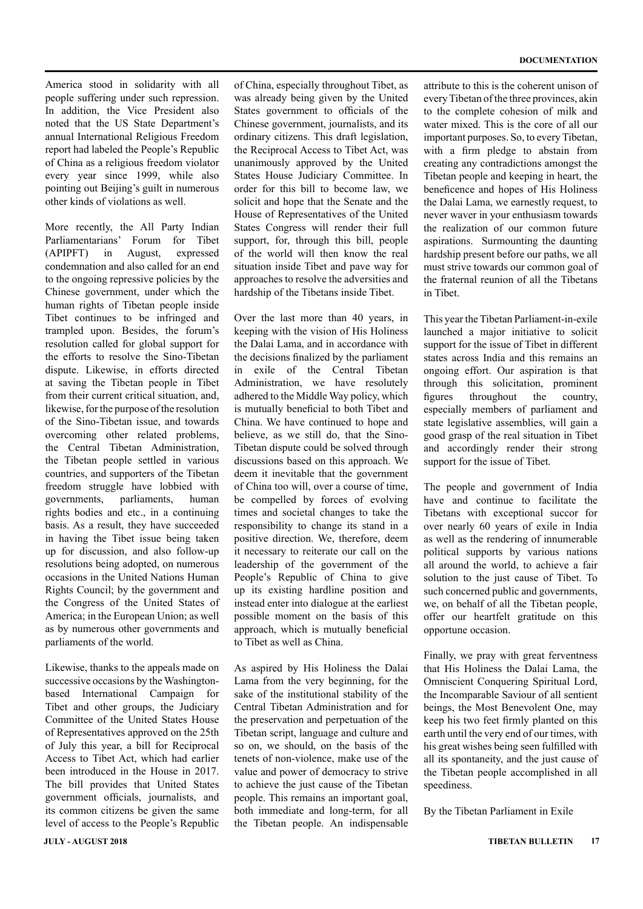America stood in solidarity with all people suffering under such repression. In addition, the Vice President also noted that the US State Department's annual International Religious Freedom report had labeled the People's Republic of China as a religious freedom violator every year since 1999, while also pointing out Beijing's guilt in numerous other kinds of violations as well.

More recently, the All Party Indian Parliamentarians' Forum for Tibet (APIPFT) in August, expressed condemnation and also called for an end to the ongoing repressive policies by the Chinese government, under which the human rights of Tibetan people inside Tibet continues to be infringed and trampled upon. Besides, the forum's resolution called for global support for the efforts to resolve the Sino-Tibetan dispute. Likewise, in efforts directed at saving the Tibetan people in Tibet from their current critical situation, and, likewise, for the purpose of the resolution of the Sino-Tibetan issue, and towards overcoming other related problems, the Central Tibetan Administration, the Tibetan people settled in various countries, and supporters of the Tibetan freedom struggle have lobbied with governments, parliaments, human rights bodies and etc., in a continuing basis. As a result, they have succeeded in having the Tibet issue being taken up for discussion, and also follow-up resolutions being adopted, on numerous occasions in the United Nations Human Rights Council; by the government and the Congress of the United States of America; in the European Union; as well as by numerous other governments and parliaments of the world.

Likewise, thanks to the appeals made on successive occasions by the Washington-based International Campaign for Tibet and other groups, the Judiciary Committee of the United States House of Representatives approved on the 25th of July this year, a bill for Reciprocal Access to Tibet Act, which had earlier been introduced in the House in 2017. The bill provides that United States government officials, journalists, and its common citizens be given the same level of access to the People's Republic of China, especially throughout Tibet, as was already being given by the United States government to officials of the Chinese government, journalists, and its ordinary citizens. This draft legislation, the Reciprocal Access to Tibet Act, was unanimously approved by the United States House Judiciary Committee. In order for this bill to become law, we solicit and hope that the Senate and the House of Representatives of the United States Congress will render their full support, for, through this bill, people of the world will then know the real situation inside Tibet and pave way for approaches to resolve the adversities and hardship of the Tibetans inside Tibet.

Over the last more than 40 years, in keeping with the vision of His Holiness the Dalai Lama, and in accordance with the decisions finalized by the parliament in exile of the Central Tibetan Administration, we have resolutely adhered to the Middle Way policy, which is mutually beneficial to both Tibet and China. We have continued to hope and believe, as we still do, that the Sino-Tibetan dispute could be solved through discussions based on this approach. We deem it inevitable that the government of China too will, over a course of time, be compelled by forces of evolving times and societal changes to take the responsibility to change its stand in a positive direction. We, therefore, deem it necessary to reiterate our call on the leadership of the government of the People's Republic of China to give up its existing hardline position and instead enter into dialogue at the earliest possible moment on the basis of this approach, which is mutually beneficial to Tibet as well as China.

As aspired by His Holiness the Dalai Lama from the very beginning, for the sake of the institutional stability of the Central Tibetan Administration and for the preservation and perpetuation of the Tibetan script, language and culture and so on, we should, on the basis of the tenets of non-violence, make use of the value and power of democracy to strive to achieve the just cause of the Tibetan people. This remains an important goal, both immediate and long-term, for all the Tibetan people. An indispensable attribute to this is the coherent unison of every Tibetan of the three provinces, akin to the complete cohesion of milk and water mixed. This is the core of all our important purposes. So, to every Tibetan, with a firm pledge to abstain from creating any contradictions amongst the Tibetan people and keeping in heart, the beneficence and hopes of His Holiness the Dalai Lama, we earnestly request, to never waver in your enthusiasm towards the realization of our common future aspirations. Surmounting the daunting hardship present before our paths, we all must strive towards our common goal of the fraternal reunion of all the Tibetans in Tibet.

This year the Tibetan Parliament-in-exile launched a major initiative to solicit support for the issue of Tibet in different states across India and this remains an ongoing effort. Our aspiration is that through this solicitation, prominent figures throughout the country, especially members of parliament and state legislative assemblies, will gain a good grasp of the real situation in Tibet and accordingly render their strong support for the issue of Tibet.

The people and government of India have and continue to facilitate the Tibetans with exceptional succor for over nearly 60 years of exile in India as well as the rendering of innumerable political supports by various nations all around the world, to achieve a fair solution to the just cause of Tibet. To such concerned public and governments, we, on behalf of all the Tibetan people, offer our heartfelt gratitude on this opportune occasion.

Finally, we pray with great ferventness that His Holiness the Dalai Lama, the Omniscient Conquering Spiritual Lord, the Incomparable Saviour of all sentient beings, the Most Benevolent One, may keep his two feet firmly planted on this earth until the very end of our times, with his great wishes being seen fulfilled with all its spontaneity, and the just cause of the Tibetan people accomplished in all speediness.

By the Tibetan Parliament in Exile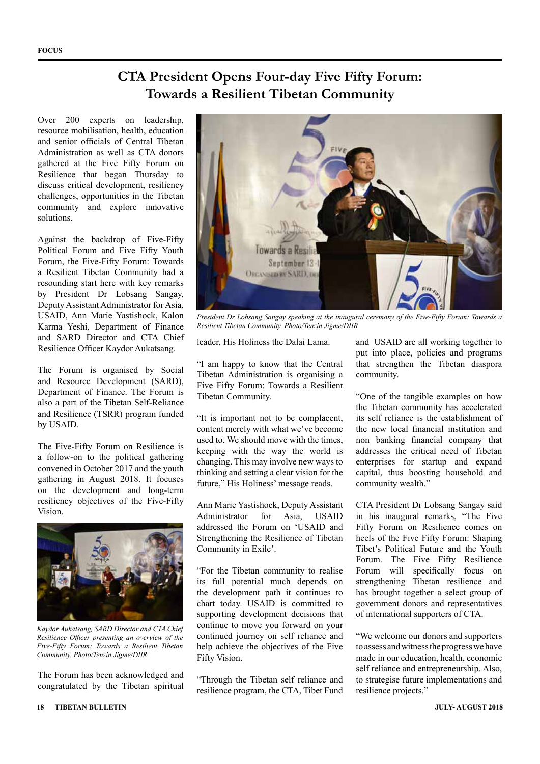# CTA President Opens Four-day Five Fifty Forum: Towards a Resilient Tibetan Community

Over 200 experts on leadership, resource mobilisation, health, education and senior officials of Central Tibetan Administration as well as CTA donors gathered at the Five Fifty Forum on Resilience that began Thursday to discuss critical development, resiliency challenges, opportunities in the Tibetan community and explore innovative solutions.

Against the backdrop of Five-Fifty Political Forum and Five Fifty Youth Forum, the Five-Fifty Forum: Towards a Resilient Tibetan Community had a resounding start here with key remarks by President Dr Lobsang Sangay, Deputy Assistant Administrator for Asia, USAID, Ann Marie Yastishock, Kalon Karma Yeshi, Department of Finance and SARD Director and CTA Chief Resilience Officer Kaydor Aukatsang.

The Forum is organised by Social and Resource Development (SARD), Department of Finance. The Forum is also a part of the Tibetan Self-Reliance and Resilience (TSRR) program funded by USAID.

The Five-Fifty Forum on Resilience is a follow-on to the political gathering convened in October 2017 and the youth gathering in August 2018. It focuses on the development and long-term resiliency objectives of the Five-Fifty Vision.

*Kaydor Aukatsang, SARD Director and CTA Chief Resilience Officer presenting an overview of the Five-Fifty Forum: Towards a Resilient Tibetan Community. Photo/Tenzin Jigme/DIIR*

The Forum has been acknowledged and congratulated by the Tibetan spiritual leader, His Holiness the Dalai Lama.

*President Dr Lobsang Sangay speaking at the inaugural ceremony of the Five-Fifty Forum: Towards a Resilient Tibetan Community. Photo/Tenzin Jigme/DIIR*

"I am happy to know that the Central Tibetan Administration is organising a Five Fifty Forum: Towards a Resilient Tibetan Community.

"It is important not to be complacent, content merely with what we've become used to. We should move with the times, keeping with the way the world is changing. This may involve new ways to thinking and setting a clear vision for the future," His Holiness' message reads.

Ann Marie Yastishock, Deputy Assistant Administrator for Asia, USAID addressed the Forum on 'USAID and Strengthening the Resilience of Tibetan Community in Exile'.

"For the Tibetan community to realise its full potential much depends on the development path it continues to chart today. USAID is committed to supporting development decisions that continue to move you forward on your continued journey on self reliance and help achieve the objectives of the Five Fifty Vision.

"Through the Tibetan self reliance and resilience program, the CTA, Tibet Fund and USAID are all working together to put into place, policies and programs that strengthen the Tibetan diaspora community.

"One of the tangible examples on how the Tibetan community has accelerated its self reliance is the establishment of the new local financial institution and non banking financial company that addresses the critical need of Tibetan enterprises for startup and expand capital, thus boosting household and community wealth."

CTA President Dr Lobsang Sangay said in his inaugural remarks, "The Five Fifty Forum on Resilience comes on heels of the Five Fifty Forum: Shaping Tibet's Political Future and the Youth Forum. The Five Fifty Resilience Forum will specifically focus on strengthening Tibetan resilience and has brought together a select group of government donors and representatives of international supporters of CTA.

"We welcome our donors and supporters to assess and witness the progress we have made in our education, health, economic self reliance and entrepreneurship. Also, to strategise future implementations and resilience projects."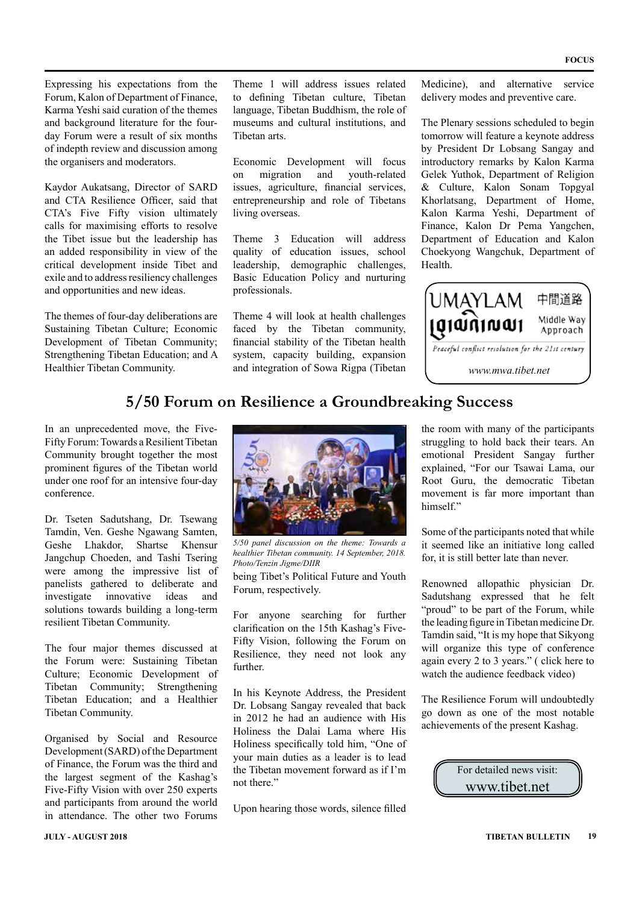Expressing his expectations from the Forum, Kalon of Department of Finance, Karma Yeshi said curation of the themes and background literature for the four-day Forum were a result of six months of indepth review and discussion among the organisers and moderators.

Kaydor Aukatsang, Director of SARD and CTA Resilience Officer, said that CTA's Five Fifty vision ultimately calls for maximising efforts to resolve the Tibet issue but the leadership has an added responsibility in view of the critical development inside Tibet and exile and to address resiliency challenges and opportunities and new ideas.

The themes of four-day deliberations are Sustaining Tibetan Culture; Economic Development of Tibetan Community; Strengthening Tibetan Education; and A Healthier Tibetan Community.

Theme 1 will address issues related to defining Tibetan culture, Tibetan language, Tibetan Buddhism, the role of museums and cultural institutions, and Tibetan arts.

Economic Development will focus on migration and youth-related issues, agriculture, financial services, entrepreneurship and role of Tibetans living overseas.

Theme 3 Education will address quality of education issues, school leadership, demographic challenges, Basic Education Policy and nurturing professionals.

Theme 4 will look at health challenges faced by the Tibetan community, financial stability of the Tibetan health system, capacity building, expansion and integration of Sowa Rigpa (Tibetan Medicine), and alternative service delivery modes and preventive care.

The Plenary sessions scheduled to begin tomorrow will feature a keynote address by President Dr Lobsang Sangay and introductory remarks by Kalon Karma Gelek Yuthok, Department of Religion & Culture, Kalon Sonam Topgyal Khorlatsang, Department of Home, Kalon Karma Yeshi, Department of Finance, Kalon Dr Pema Yangchen, Department of Education and Kalon Choekyong Wangchuk, Department of Health.

UMAYLAM 中間道路 Middle Way Approach

*Peaceful conflict resolution for the 21st century*

*www.mwa.tibet.net*

## 5/50 Forum on Resilience a Groundbreaking Success

In an unprecedented move, the Five-Fifty Forum: Towards a Resilient Tibetan Community brought together the most prominent figures of the Tibetan world under one roof for an intensive four-day conference.

Dr. Tseten Sadutshang, Dr. Tsewang Tamdin, Ven. Geshe Ngawang Samten, Geshe Lhakdor, Shartse Khensur Jangchup Choeden, and Tashi Tsering were among the impressive list of panelists gathered to deliberate and investigate innovative ideas and solutions towards building a long-term resilient Tibetan Community.

The four major themes discussed at the Forum were: Sustaining Tibetan Culture; Economic Development of Tibetan Community; Strengthening Tibetan Education; and a Healthier Tibetan Community.

Organised by Social and Resource Development (SARD) of the Department of Finance, the Forum was the third and the largest segment of the Kashag's Five-Fifty Vision with over 250 experts and participants from around the world in attendance. The other two Forums being Tibet's Political Future and Youth Forum, respectively.

*5/50 panel discussion on the theme: Towards a healthier Tibetan community. 14 September, 2018. Photo/Tenzin Jigme/DIIR*

For anyone searching for further clarification on the 15th Kashag's Five-Fifty Vision, following the Forum on Resilience, they need not look any further.

In his Keynote Address, the President Dr. Lobsang Sangay revealed that back in 2012 he had an audience with His Holiness the Dalai Lama where His Holiness specifically told him, "One of your main duties as a leader is to lead the Tibetan movement forward as if I'm not there."

Upon hearing those words, silence filled the room with many of the participants struggling to hold back their tears. An emotional President Sangay further explained, "For our Tsawai Lama, our Root Guru, the democratic Tibetan movement is far more important than himself."

Some of the participants noted that while it seemed like an initiative long called for, it is still better late than never.

Renowned allopathic physician Dr. Sadutshang expressed that he felt "proud" to be part of the Forum, while the leading figure in Tibetan medicine Dr. Tamdin said, "It is my hope that Sikyong will organize this type of conference again every 2 to 3 years." ( click here to watch the audience feedback video)

The Resilience Forum will undoubtedly go down as one of the most notable achievements of the present Kashag.

For detailed news visit:
www.tibet.net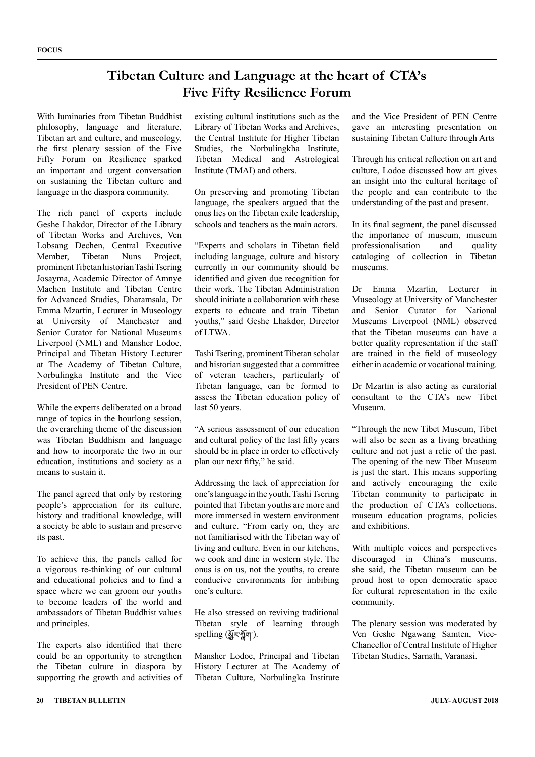# Tibetan Culture and Language at the heart of CTA's Five Fifty Resilience Forum

With luminaries from Tibetan Buddhist philosophy, language and literature, Tibetan art and culture, and museology, the first plenary session of the Five Fifty Forum on Resilience sparked an important and urgent conversation on sustaining the Tibetan culture and language in the diaspora community.

The rich panel of experts include Geshe Lhakdor, Director of the Library of Tibetan Works and Archives, Ven Lobsang Dechen, Central Executive Member, Tibetan Nuns Project, prominent Tibetan historian Tashi Tsering Josayma, Academic Director of Amnye Machen Institute and Tibetan Centre for Advanced Studies, Dharamsala, Dr Emma Mzartin, Lecturer in Museology at University of Manchester and Senior Curator for National Museums Liverpool (NML) and Mansher Lodoe, Principal and Tibetan History Lecturer at The Academy of Tibetan Culture, Norbulingka Institute and the Vice President of PEN Centre.

While the experts deliberated on a broad range of topics in the hourlong session, the overarching theme of the discussion was Tibetan Buddhism and language and how to incorporate the two in our education, institutions and society as a means to sustain it.

The panel agreed that only by restoring people's appreciation for its culture, history and traditional knowledge, will a society be able to sustain and preserve its past.

To achieve this, the panels called for a vigorous re-thinking of our cultural and educational policies and to find a space where we can groom our youths to become leaders of the world and ambassadors of Tibetan Buddhist values and principles.

The experts also identified that there could be an opportunity to strengthen the Tibetan culture in diaspora by supporting the growth and activities of existing cultural institutions such as the Library of Tibetan Works and Archives, the Central Institute for Higher Tibetan Studies, the Norbulingkha Institute, Tibetan Medical and Astrological Institute (TMAI) and others.

On preserving and promoting Tibetan language, the speakers argued that the onus lies on the Tibetan exile leadership, schools and teachers as the main actors.

"Experts and scholars in Tibetan field including language, culture and history currently in our community should be identified and given due recognition for their work. The Tibetan Administration should initiate a collaboration with these experts to educate and train Tibetan youths," said Geshe Lhakdor, Director of LTWA.

Tashi Tsering, prominent Tibetan scholar and historian suggested that a committee of veteran teachers, particularly of Tibetan language, can be formed to assess the Tibetan education policy of last 50 years.

"A serious assessment of our education and cultural policy of the last fifty years should be in place in order to effectively plan our next fifty," he said.

Addressing the lack of appreciation for one's language in the youth, Tashi Tsering pointed that Tibetan youths are more and more immersed in western environment and culture. "From early on, they are not familiarised with the Tibetan way of living and culture. Even in our kitchens, we cook and dine in western style. The onus is on us, not the youths, to create conducive environments for imbibing one's culture.

He also stressed on reviving traditional Tibetan style of learning through spelling (སྦྱོར་ཀློག་).

Mansher Lodoe, Principal and Tibetan History Lecturer at The Academy of Tibetan Culture, Norbulingka Institute and the Vice President of PEN Centre gave an interesting presentation on sustaining Tibetan Culture through Arts

Through his critical reflection on art and culture, Lodoe discussed how art gives an insight into the cultural heritage of the people and can contribute to the understanding of the past and present.

In its final segment, the panel discussed the importance of museum, museum professionalisation and quality cataloging of collection in Tibetan museums.

Dr Emma Mzartin, Lecturer in Museology at University of Manchester and Senior Curator for National Museums Liverpool (NML) observed that the Tibetan museums can have a better quality representation if the staff are trained in the field of museology either in academic or vocational training.

Dr Mzartin is also acting as curatorial consultant to the CTA's new Tibet Museum.

"Through the new Tibet Museum, Tibet will also be seen as a living breathing culture and not just a relic of the past. The opening of the new Tibet Museum is just the start. This means supporting and actively encouraging the exile Tibetan community to participate in the production of CTA's collections, museum education programs, policies and exhibitions.

With multiple voices and perspectives discouraged in China's museums, she said, the Tibetan museum can be proud host to open democratic space for cultural representation in the exile community.

The plenary session was moderated by Ven Geshe Ngawang Samten, Vice-Chancellor of Central Institute of Higher Tibetan Studies, Sarnath, Varanasi.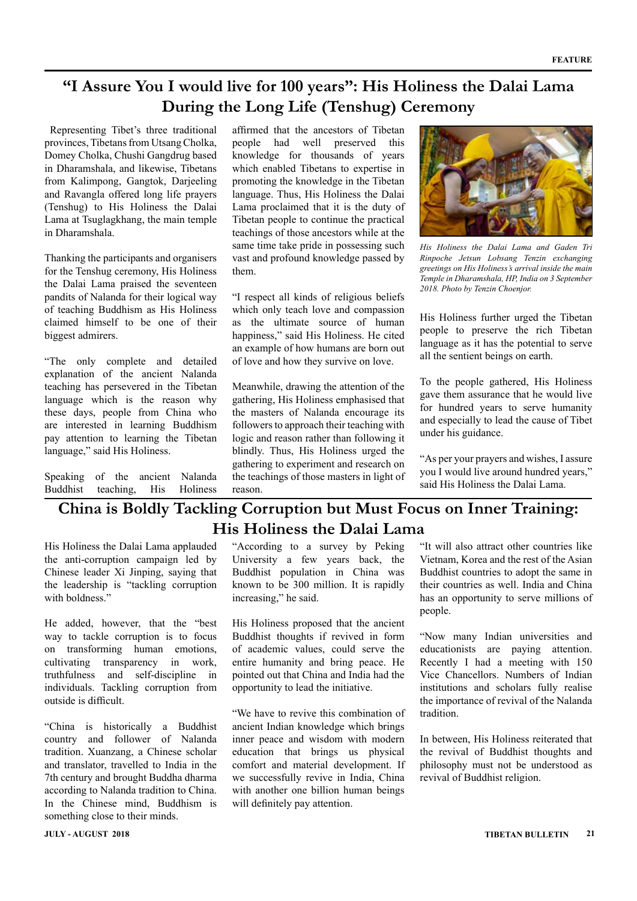# "I Assure You I would live for 100 years": His Holiness the Dalai Lama During the Long Life (Tenshug) Ceremony

Representing Tibet's three traditional provinces, Tibetans from Utsang Cholka, Domey Cholka, Chushi Gangdrug based in Dharamshala, and likewise, Tibetans from Kalimpong, Gangtok, Darjeeling and Ravangla offered long life prayers (Tenshug) to His Holiness the Dalai Lama at Tsuglagkhang, the main temple in Dharamshala.

Thanking the participants and organisers for the Tenshug ceremony, His Holiness the Dalai Lama praised the seventeen pandits of Nalanda for their logical way of teaching Buddhism as His Holiness claimed himself to be one of their biggest admirers.

"The only complete and detailed explanation of the ancient Nalanda teaching has persevered in the Tibetan language which is the reason why these days, people from China who are interested in learning Buddhism pay attention to learning the Tibetan language," said His Holiness.

Speaking of the ancient Nalanda Buddhist teaching, His Holiness affirmed that the ancestors of Tibetan people had well preserved this knowledge for thousands of years which enabled Tibetans to expertise in promoting the knowledge in the Tibetan language. Thus, His Holiness the Dalai Lama proclaimed that it is the duty of Tibetan people to continue the practical teachings of those ancestors while at the same time take pride in possessing such vast and profound knowledge passed by them.

"I respect all kinds of religious beliefs which only teach love and compassion as the ultimate source of human happiness," said His Holiness. He cited an example of how humans are born out of love and how they survive on love.

Meanwhile, drawing the attention of the gathering, His Holiness emphasised that the masters of Nalanda encourage its followers to approach their teaching with logic and reason rather than following it blindly. Thus, His Holiness urged the gathering to experiment and research on the teachings of those masters in light of reason.

*His Holiness the Dalai Lama and Gaden Tri Rinpoche Jetsun Lobsang Tenzin exchanging greetings on His Holiness's arrival inside the main Temple in Dharamshala, HP, India on 3 September 2018. Photo by Tenzin Choenjor.*

His Holiness further urged the Tibetan people to preserve the rich Tibetan language as it has the potential to serve all the sentient beings on earth.

To the people gathered, His Holiness gave them assurance that he would live for hundred years to serve humanity and especially to lead the cause of Tibet under his guidance.

"As per your prayers and wishes, I assure you I would live around hundred years," said His Holiness the Dalai Lama.

# China is Boldly Tackling Corruption but Must Focus on Inner Training: His Holiness the Dalai Lama

His Holiness the Dalai Lama applauded the anti-corruption campaign led by Chinese leader Xi Jinping, saying that the leadership is "tackling corruption with boldness."

He added, however, that the "best way to tackle corruption is to focus on transforming human emotions, cultivating transparency in work, truthfulness and self-discipline in individuals. Tackling corruption from outside is difficult.

"China is historically a Buddhist country and follower of Nalanda tradition. Xuanzang, a Chinese scholar and translator, travelled to India in the 7th century and brought Buddha dharma according to Nalanda tradition to China. In the Chinese mind, Buddhism is something close to their minds.

"According to a survey by Peking University a few years back, the Buddhist population in China was known to be 300 million. It is rapidly increasing," he said.

His Holiness proposed that the ancient Buddhist thoughts if revived in form of academic values, could serve the entire humanity and bring peace. He pointed out that China and India had the opportunity to lead the initiative.

"We have to revive this combination of ancient Indian knowledge which brings inner peace and wisdom with modern education that brings us physical comfort and material development. If we successfully revive in India, China with another one billion human beings will definitely pay attention.

"It will also attract other countries like Vietnam, Korea and the rest of the Asian Buddhist countries to adopt the same in their countries as well. India and China has an opportunity to serve millions of people.

"Now many Indian universities and educationists are paying attention. Recently I had a meeting with 150 Vice Chancellors. Numbers of Indian institutions and scholars fully realise the importance of revival of the Nalanda tradition.

In between, His Holiness reiterated that the revival of Buddhist thoughts and philosophy must not be understood as revival of Buddhist religion.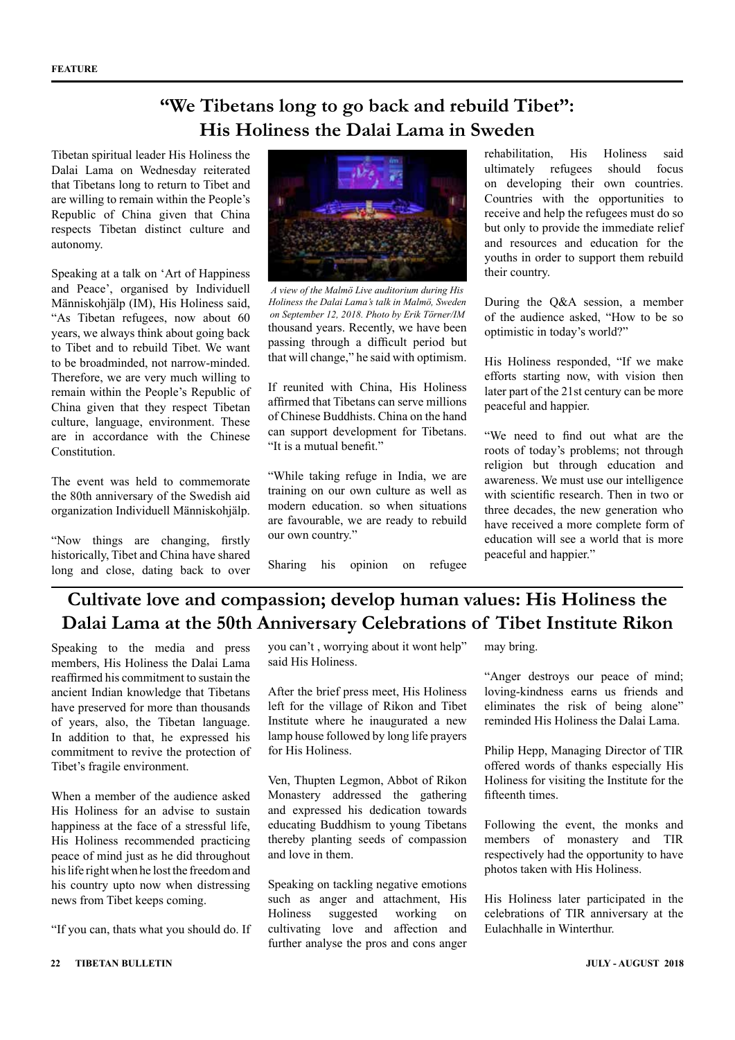FEATURE

# "We Tibetans long to go back and rebuild Tibet": His Holiness the Dalai Lama in Sweden

Tibetan spiritual leader His Holiness the Dalai Lama on Wednesday reiterated that Tibetans long to return to Tibet and are willing to remain within the People's Republic of China given that China respects Tibetan distinct culture and autonomy.

Speaking at a talk on 'Art of Happiness and Peace', organised by Individuell Människohjälp (IM), His Holiness said, "As Tibetan refugees, now about 60 years, we always think about going back to Tibet and to rebuild Tibet. We want to be broadminded, not narrow-minded. Therefore, we are very much willing to remain within the People's Republic of China given that they respect Tibetan culture, language, environment. These are in accordance with the Chinese Constitution.

The event was held to commemorate the 80th anniversary of the Swedish aid organization Individuell Människohjälp.

"Now things are changing, firstly historically, Tibet and China have shared long and close, dating back to over thousand years. Recently, we have been passing through a difficult period but that will change," he said with optimism.

*A view of the Malmö Live auditorium during His Holiness the Dalai Lama's talk in Malmö, Sweden on September 12, 2018. Photo by Erik Törner/IM*

If reunited with China, His Holiness affirmed that Tibetans can serve millions of Chinese Buddhists. China on the hand can support development for Tibetans. "It is a mutual benefit."

"While taking refuge in India, we are training on our own culture as well as modern education. so when situations are favourable, we are ready to rebuild our own country."

Sharing his opinion on refugee rehabilitation, His Holiness said ultimately refugees should focus on developing their own countries. Countries with the opportunities to receive and help the refugees must do so but only to provide the immediate relief and resources and education for the youths in order to support them rebuild their country.

During the Q&A session, a member of the audience asked, "How to be so optimistic in today's world?"

His Holiness responded, "If we make efforts starting now, with vision then later part of the 21st century can be more peaceful and happier.

"We need to find out what are the roots of today's problems; not through religion but through education and awareness. We must use our intelligence with scientific research. Then in two or three decades, the new generation who have received a more complete form of education will see a world that is more peaceful and happier."

# Cultivate love and compassion; develop human values: His Holiness the Dalai Lama at the 50th Anniversary Celebrations of Tibet Institute Rikon

Speaking to the media and press members, His Holiness the Dalai Lama reaffirmed his commitment to sustain the ancient Indian knowledge that Tibetans have preserved for more than thousands of years, also, the Tibetan language. In addition to that, he expressed his commitment to revive the protection of Tibet's fragile environment.

When a member of the audience asked His Holiness for an advise to sustain happiness at the face of a stressful life, His Holiness recommended practicing peace of mind just as he did throughout his life right when he lost the freedom and his country upto now when distressing news from Tibet keeps coming.

"If you can, thats what you should do. If you can't , worrying about it wont help" said His Holiness.

After the brief press meet, His Holiness left for the village of Rikon and Tibet Institute where he inaugurated a new lamp house followed by long life prayers for His Holiness.

Ven, Thupten Legmon, Abbot of Rikon Monastery addressed the gathering and expressed his dedication towards educating Buddhism to young Tibetans thereby planting seeds of compassion and love in them.

Speaking on tackling negative emotions such as anger and attachment, His Holiness suggested working on cultivating love and affection and further analyse the pros and cons anger may bring.

"Anger destroys our peace of mind; loving-kindness earns us friends and eliminates the risk of being alone" reminded His Holiness the Dalai Lama.

Philip Hepp, Managing Director of TIR offered words of thanks especially His Holiness for visiting the Institute for the fifteenth times.

Following the event, the monks and members of monastery and TIR respectively had the opportunity to have photos taken with His Holiness.

His Holiness later participated in the celebrations of TIR anniversary at the Eulachhalle in Winterthur.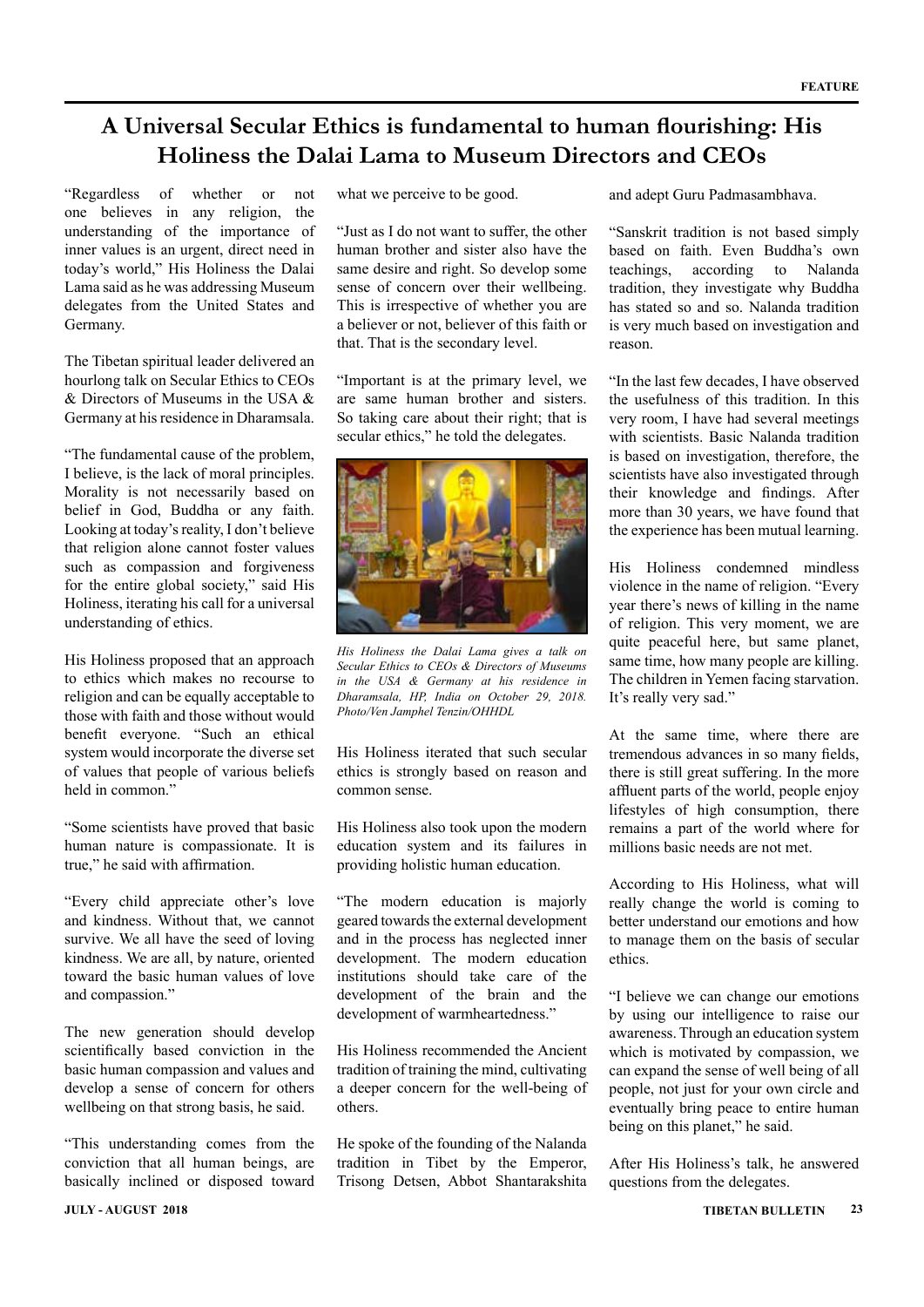# A Universal Secular Ethics is fundamental to human flourishing: His Holiness the Dalai Lama to Museum Directors and CEOs

"Regardless of whether or not one believes in any religion, the understanding of the importance of inner values is an urgent, direct need in today's world," His Holiness the Dalai Lama said as he was addressing Museum delegates from the United States and Germany.

The Tibetan spiritual leader delivered an hourlong talk on Secular Ethics to CEOs & Directors of Museums in the USA & Germany at his residence in Dharamsala.

"The fundamental cause of the problem, I believe, is the lack of moral principles. Morality is not necessarily based on belief in God, Buddha or any faith. Looking at today's reality, I don't believe that religion alone cannot foster values such as compassion and forgiveness for the entire global society," said His Holiness, iterating his call for a universal understanding of ethics.

His Holiness proposed that an approach to ethics which makes no recourse to religion and can be equally acceptable to those with faith and those without would benefit everyone. "Such an ethical system would incorporate the diverse set of values that people of various beliefs held in common."

"Some scientists have proved that basic human nature is compassionate. It is true," he said with affirmation.

"Every child appreciate other's love and kindness. Without that, we cannot survive. We all have the seed of loving kindness. We are all, by nature, oriented toward the basic human values of love and compassion."

The new generation should develop scientifically based conviction in the basic human compassion and values and develop a sense of concern for others wellbeing on that strong basis, he said.

"This understanding comes from the conviction that all human beings, are basically inclined or disposed toward what we perceive to be good.

"Just as I do not want to suffer, the other human brother and sister also have the same desire and right. So develop some sense of concern over their wellbeing. This is irrespective of whether you are a believer or not, believer of this faith or that. That is the secondary level.

"Important is at the primary level, we are same human brother and sisters. So taking care about their right; that is secular ethics," he told the delegates.

*His Holiness the Dalai Lama gives a talk on Secular Ethics to CEOs & Directors of Museums in the USA & Germany at his residence in Dharamsala, HP, India on October 29, 2018. Photo/Ven Jamphel Tenzin/OHHDL*

His Holiness iterated that such secular ethics is strongly based on reason and common sense.

His Holiness also took upon the modern education system and its failures in providing holistic human education.

"The modern education is majorly geared towards the external development and in the process has neglected inner development. The modern education institutions should take care of the development of the brain and the development of warmheartedness."

His Holiness recommended the Ancient tradition of training the mind, cultivating a deeper concern for the well-being of others.

He spoke of the founding of the Nalanda tradition in Tibet by the Emperor, Trisong Detsen, Abbot Shantarakshita and adept Guru Padmasambhava.

"Sanskrit tradition is not based simply based on faith. Even Buddha's own teachings, according to Nalanda tradition, they investigate why Buddha has stated so and so. Nalanda tradition is very much based on investigation and reason.

"In the last few decades, I have observed the usefulness of this tradition. In this very room, I have had several meetings with scientists. Basic Nalanda tradition is based on investigation, therefore, the scientists have also investigated through their knowledge and findings. After more than 30 years, we have found that the experience has been mutual learning.

His Holiness condemned mindless violence in the name of religion. "Every year there's news of killing in the name of religion. This very moment, we are quite peaceful here, but same planet, same time, how many people are killing. The children in Yemen facing starvation. It's really very sad."

At the same time, where there are tremendous advances in so many fields, there is still great suffering. In the more affluent parts of the world, people enjoy lifestyles of high consumption, there remains a part of the world where for millions basic needs are not met.

According to His Holiness, what will really change the world is coming to better understand our emotions and how to manage them on the basis of secular ethics.

"I believe we can change our emotions by using our intelligence to raise our awareness. Through an education system which is motivated by compassion, we can expand the sense of well being of all people, not just for your own circle and eventually bring peace to entire human being on this planet," he said.

After His Holiness's talk, he answered questions from the delegates.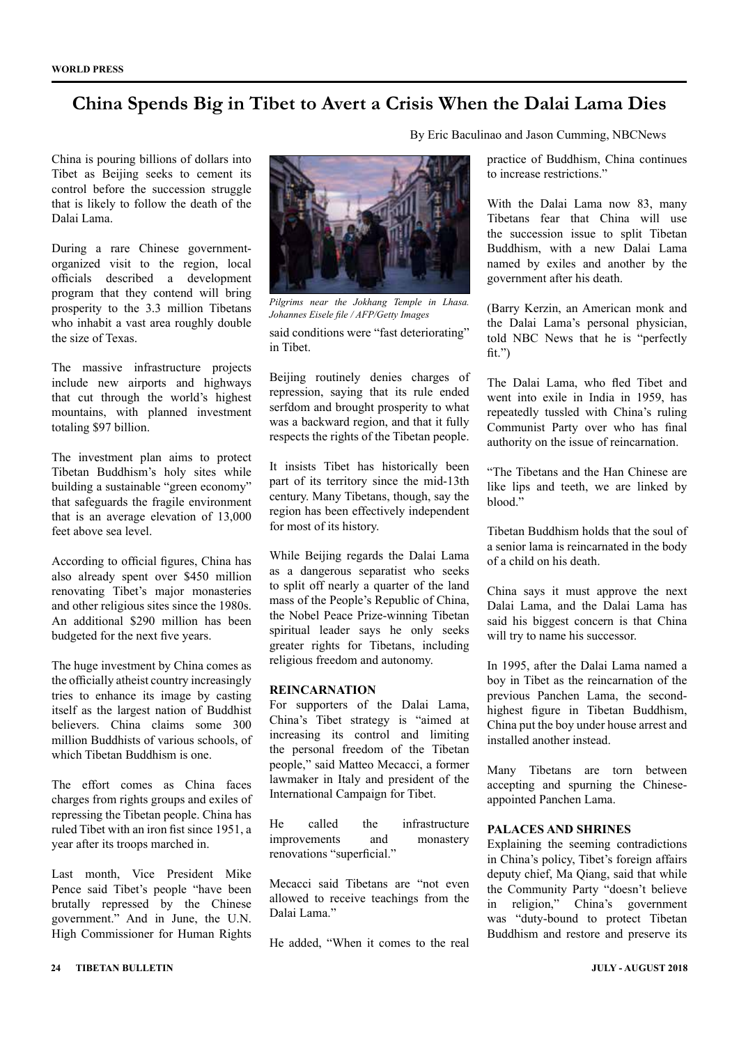# China Spends Big in Tibet to Avert a Crisis When the Dalai Lama Dies

By Eric Baculinao and Jason Cumming, NBCNews

China is pouring billions of dollars into Tibet as Beijing seeks to cement its control before the succession struggle that is likely to follow the death of the Dalai Lama.

During a rare Chinese government-organized visit to the region, local officials described a development program that they contend will bring prosperity to the 3.3 million Tibetans who inhabit a vast area roughly double the size of Texas.

The massive infrastructure projects include new airports and highways that cut through the world's highest mountains, with planned investment totaling $97 billion.

The investment plan aims to protect Tibetan Buddhism's holy sites while building a sustainable "green economy" that safeguards the fragile environment that is an average elevation of 13,000 feet above sea level.

According to official figures, China has also already spent over $450 million renovating Tibet's major monasteries and other religious sites since the 1980s. An additional $290 million has been budgeted for the next five years.

The huge investment by China comes as the officially atheist country increasingly tries to enhance its image by casting itself as the largest nation of Buddhist believers. China claims some 300 million Buddhists of various schools, of which Tibetan Buddhism is one.

The effort comes as China faces charges from rights groups and exiles of repressing the Tibetan people. China has ruled Tibet with an iron fist since 1951, a year after its troops marched in.

Last month, Vice President Mike Pence said Tibet's people "have been brutally repressed by the Chinese government." And in June, the U.N. High Commissioner for Human Rights said conditions were "fast deteriorating" in Tibet.

*Pilgrims near the Jokhang Temple in Lhasa. Johannes Eisele file / AFP/Getty Images*

Beijing routinely denies charges of repression, saying that its rule ended serfdom and brought prosperity to what was a backward region, and that it fully respects the rights of the Tibetan people.

It insists Tibet has historically been part of its territory since the mid-13th century. Many Tibetans, though, say the region has been effectively independent for most of its history.

While Beijing regards the Dalai Lama as a dangerous separatist who seeks to split off nearly a quarter of the land mass of the People's Republic of China, the Nobel Peace Prize-winning Tibetan spiritual leader says he only seeks greater rights for Tibetans, including religious freedom and autonomy.

## REINCARNATION

For supporters of the Dalai Lama, China's Tibet strategy is "aimed at increasing its control and limiting the personal freedom of the Tibetan people," said Matteo Mecacci, a former lawmaker in Italy and president of the International Campaign for Tibet.

He called the infrastructure improvements and monastery renovations "superficial."

Mecacci said Tibetans are "not even allowed to receive teachings from the Dalai Lama."

He added, "When it comes to the real practice of Buddhism, China continues to increase restrictions."

With the Dalai Lama now 83, many Tibetans fear that China will use the succession issue to split Tibetan Buddhism, with a new Dalai Lama named by exiles and another by the government after his death.

(Barry Kerzin, an American monk and the Dalai Lama's personal physician, told NBC News that he is "perfectly fit.")

The Dalai Lama, who fled Tibet and went into exile in India in 1959, has repeatedly tussled with China's ruling Communist Party over who has final authority on the issue of reincarnation.

"The Tibetans and the Han Chinese are like lips and teeth, we are linked by blood."

Tibetan Buddhism holds that the soul of a senior lama is reincarnated in the body of a child on his death.

China says it must approve the next Dalai Lama, and the Dalai Lama has said his biggest concern is that China will try to name his successor.

In 1995, after the Dalai Lama named a boy in Tibet as the reincarnation of the previous Panchen Lama, the second-highest figure in Tibetan Buddhism, China put the boy under house arrest and installed another instead.

Many Tibetans are torn between accepting and spurning the Chinese-appointed Panchen Lama.

## PALACES AND SHRINES

Explaining the seeming contradictions in China's policy, Tibet's foreign affairs deputy chief, Ma Qiang, said that while the Community Party "doesn't believe in religion," China's government was "duty-bound to protect Tibetan Buddhism and restore and preserve its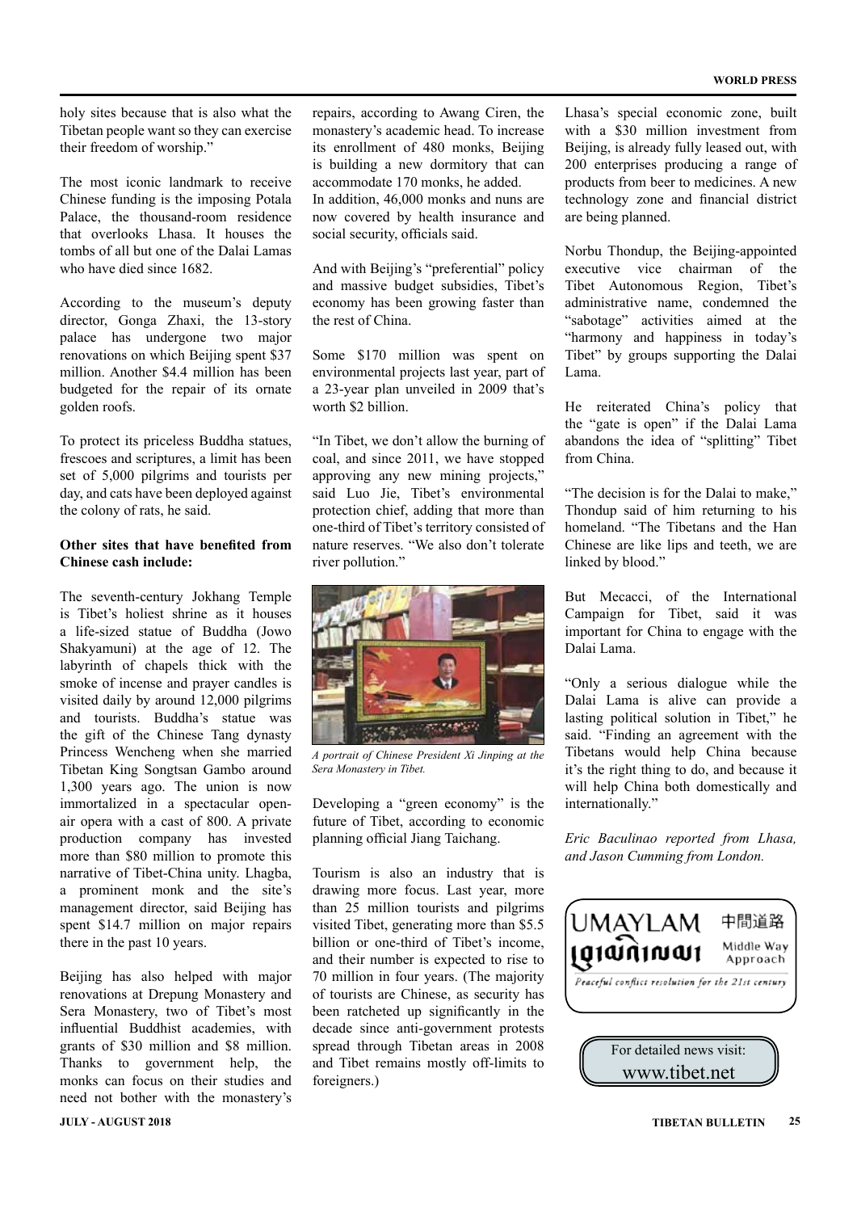holy sites because that is also what the Tibetan people want so they can exercise their freedom of worship."

The most iconic landmark to receive Chinese funding is the imposing Potala Palace, the thousand-room residence that overlooks Lhasa. It houses the tombs of all but one of the Dalai Lamas who have died since 1682.

According to the museum's deputy director, Gonga Zhaxi, the 13-story palace has undergone two major renovations on which Beijing spent $37 million. Another $4.4 million has been budgeted for the repair of its ornate golden roofs.

To protect its priceless Buddha statues, frescoes and scriptures, a limit has been set of 5,000 pilgrims and tourists per day, and cats have been deployed against the colony of rats, he said.

**Other sites that have benefited from Chinese cash include:**

The seventh-century Jokhang Temple is Tibet's holiest shrine as it houses a life-sized statue of Buddha (Jowo Shakyamuni) at the age of 12. The labyrinth of chapels thick with the smoke of incense and prayer candles is visited daily by around 12,000 pilgrims and tourists. Buddha's statue was the gift of the Chinese Tang dynasty Princess Wencheng when she married Tibetan King Songtsan Gambo around 1,300 years ago. The union is now immortalized in a spectacular open-air opera with a cast of 800. A private production company has invested more than $80 million to promote this narrative of Tibet-China unity. Lhagba, a prominent monk and the site's management director, said Beijing has spent $14.7 million on major repairs there in the past 10 years.

Beijing has also helped with major renovations at Drepung Monastery and Sera Monastery, two of Tibet's most influential Buddhist academies, with grants of $30 million and $8 million. Thanks to government help, the monks can focus on their studies and need not bother with the monastery's repairs, according to Awang Ciren, the monastery's academic head. To increase its enrollment of 480 monks, Beijing is building a new dormitory that can accommodate 170 monks, he added.
In addition, 46,000 monks and nuns are now covered by health insurance and social security, officials said.

And with Beijing's "preferential" policy and massive budget subsidies, Tibet's economy has been growing faster than the rest of China.

Some $170 million was spent on environmental projects last year, part of a 23-year plan unveiled in 2009 that's worth $2 billion.

"In Tibet, we don't allow the burning of coal, and since 2011, we have stopped approving any new mining projects," said Luo Jie, Tibet's environmental protection chief, adding that more than one-third of Tibet's territory consisted of nature reserves. "We also don't tolerate river pollution."

*A portrait of Chinese President Xi Jinping at the Sera Monastery in Tibet.*

Developing a "green economy" is the future of Tibet, according to economic planning official Jiang Taichang.

Tourism is also an industry that is drawing more focus. Last year, more than 25 million tourists and pilgrims visited Tibet, generating more than $5.5 billion or one-third of Tibet's income, and their number is expected to rise to 70 million in four years. (The majority of tourists are Chinese, as security has been ratcheted up significantly in the decade since anti-government protests spread through Tibetan areas in 2008 and Tibet remains mostly off-limits to foreigners.)

Lhasa's special economic zone, built with a $30 million investment from Beijing, is already fully leased out, with 200 enterprises producing a range of products from beer to medicines. A new technology zone and financial district are being planned.

Norbu Thondup, the Beijing-appointed executive vice chairman of the Tibet Autonomous Region, Tibet's administrative name, condemned the "sabotage" activities aimed at the "harmony and happiness in today's Tibet" by groups supporting the Dalai Lama.

He reiterated China's policy that the "gate is open" if the Dalai Lama abandons the idea of "splitting" Tibet from China.

"The decision is for the Dalai to make," Thondup said of him returning to his homeland. "The Tibetans and the Han Chinese are like lips and teeth, we are linked by blood."

But Mecacci, of the International Campaign for Tibet, said it was important for China to engage with the Dalai Lama.

"Only a serious dialogue while the Dalai Lama is alive can provide a lasting political solution in Tibet," he said. "Finding an agreement with the Tibetans would help China because it's the right thing to do, and because it will help China both domestically and internationally."

*Eric Baculinao reported from Lhasa, and Jason Cumming from London.*

UMAYLAM 中間道路 Middle Way Approach

*Peaceful conflict resolution for the 21st century*

For detailed news visit:
www.tibet.net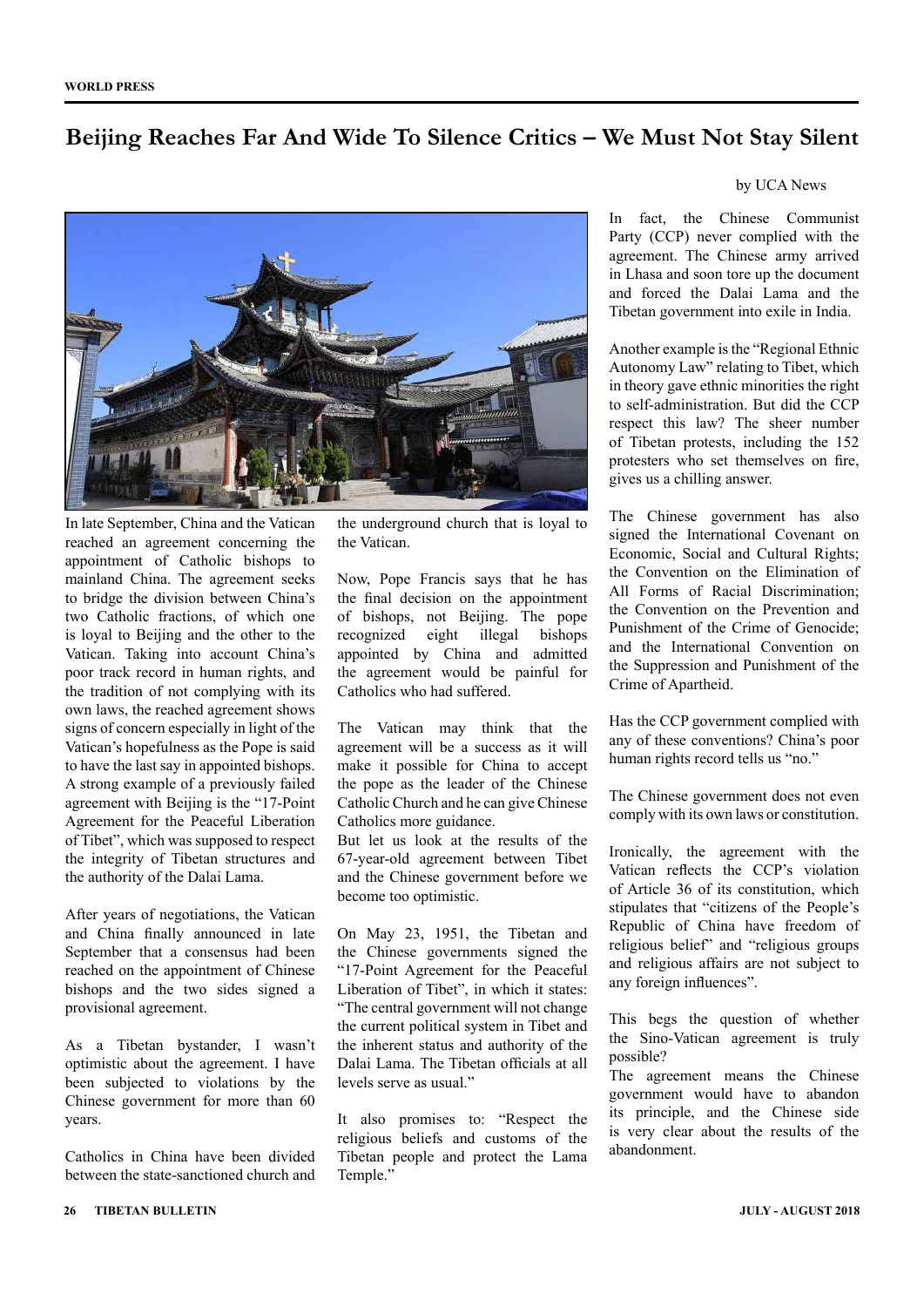# Beijing Reaches Far And Wide To Silence Critics – We Must Not Stay Silent

by UCA News

In late September, China and the Vatican reached an agreement concerning the appointment of Catholic bishops to mainland China. The agreement seeks to bridge the division between China's two Catholic fractions, of which one is loyal to Beijing and the other to the Vatican. Taking into account China's poor track record in human rights, and the tradition of not complying with its own laws, the reached agreement shows signs of concern especially in light of the Vatican's hopefulness as the Pope is said to have the last say in appointed bishops. A strong example of a previously failed agreement with Beijing is the "17-Point Agreement for the Peaceful Liberation of Tibet", which was supposed to respect the integrity of Tibetan structures and the authority of the Dalai Lama.

After years of negotiations, the Vatican and China finally announced in late September that a consensus had been reached on the appointment of Chinese bishops and the two sides signed a provisional agreement.

As a Tibetan bystander, I wasn't optimistic about the agreement. I have been subjected to violations by the Chinese government for more than 60 years.

Catholics in China have been divided between the state-sanctioned church and the underground church that is loyal to the Vatican.

Now, Pope Francis says that he has the final decision on the appointment of bishops, not Beijing. The pope recognized eight illegal bishops appointed by China and admitted the agreement would be painful for Catholics who had suffered.

The Vatican may think that the agreement will be a success as it will make it possible for China to accept the pope as the leader of the Chinese Catholic Church and he can give Chinese Catholics more guidance.

But let us look at the results of the 67-year-old agreement between Tibet and the Chinese government before we become too optimistic.

On May 23, 1951, the Tibetan and the Chinese governments signed the "17-Point Agreement for the Peaceful Liberation of Tibet", in which it states: "The central government will not change the current political system in Tibet and the inherent status and authority of the Dalai Lama. The Tibetan officials at all levels serve as usual."

It also promises to: "Respect the religious beliefs and customs of the Tibetan people and protect the Lama Temple."

In fact, the Chinese Communist Party (CCP) never complied with the agreement. The Chinese army arrived in Lhasa and soon tore up the document and forced the Dalai Lama and the Tibetan government into exile in India.

Another example is the "Regional Ethnic Autonomy Law" relating to Tibet, which in theory gave ethnic minorities the right to self-administration. But did the CCP respect this law? The sheer number of Tibetan protests, including the 152 protesters who set themselves on fire, gives us a chilling answer.

The Chinese government has also signed the International Covenant on Economic, Social and Cultural Rights; the Convention on the Elimination of All Forms of Racial Discrimination; the Convention on the Prevention and Punishment of the Crime of Genocide; and the International Convention on the Suppression and Punishment of the Crime of Apartheid.

Has the CCP government complied with any of these conventions? China's poor human rights record tells us "no."

The Chinese government does not even comply with its own laws or constitution.

Ironically, the agreement with the Vatican reflects the CCP's violation of Article 36 of its constitution, which stipulates that "citizens of the People's Republic of China have freedom of religious belief" and "religious groups and religious affairs are not subject to any foreign influences".

This begs the question of whether the Sino-Vatican agreement is truly possible?

The agreement means the Chinese government would have to abandon its principle, and the Chinese side is very clear about the results of the abandonment.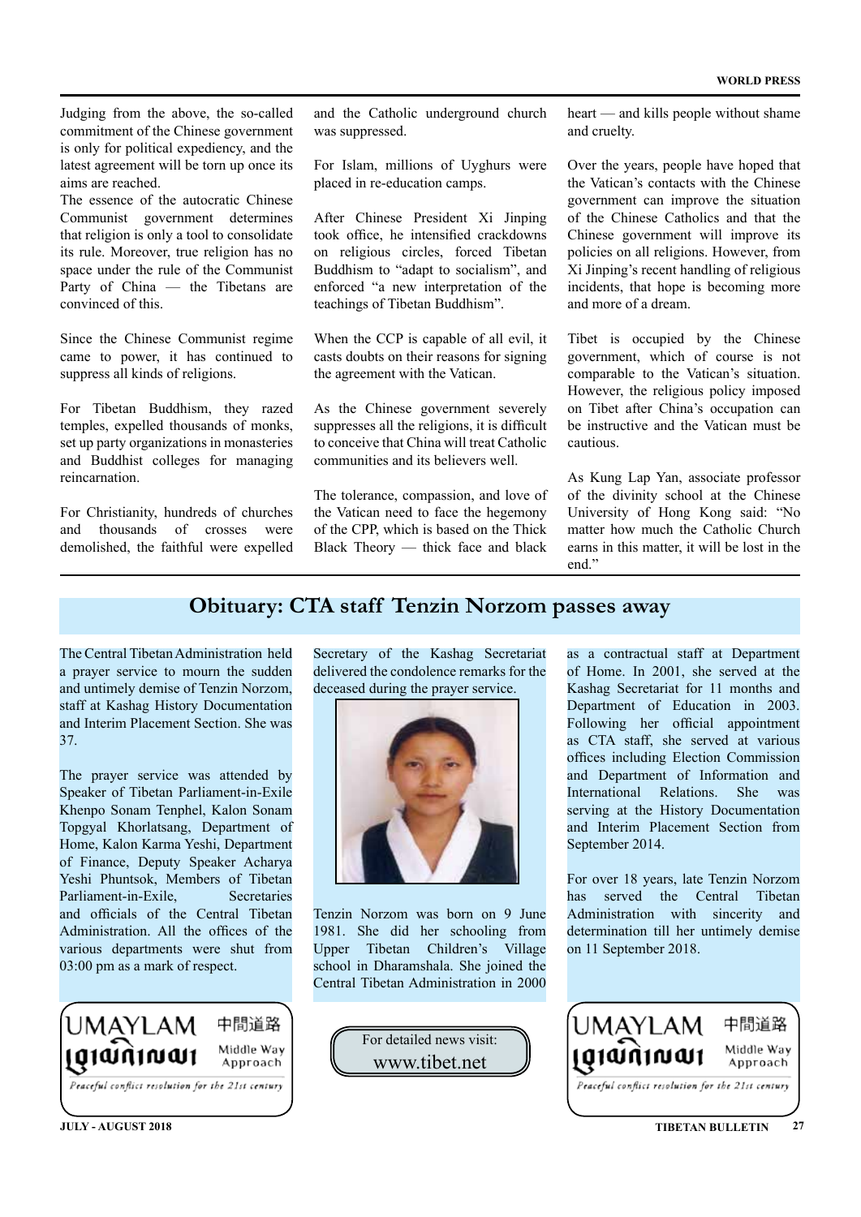Judging from the above, the so-called commitment of the Chinese government is only for political expediency, and the latest agreement will be torn up once its aims are reached.

The essence of the autocratic Chinese Communist government determines that religion is only a tool to consolidate its rule. Moreover, true religion has no space under the rule of the Communist Party of China — the Tibetans are convinced of this.

Since the Chinese Communist regime came to power, it has continued to suppress all kinds of religions.

For Tibetan Buddhism, they razed temples, expelled thousands of monks, set up party organizations in monasteries and Buddhist colleges for managing reincarnation.

For Christianity, hundreds of churches and thousands of crosses were demolished, the faithful were expelled and the Catholic underground church was suppressed.

For Islam, millions of Uyghurs were placed in re-education camps.

After Chinese President Xi Jinping took office, he intensified crackdowns on religious circles, forced Tibetan Buddhism to "adapt to socialism", and enforced "a new interpretation of the teachings of Tibetan Buddhism".

When the CCP is capable of all evil, it casts doubts on their reasons for signing the agreement with the Vatican.

As the Chinese government severely suppresses all the religions, it is difficult to conceive that China will treat Catholic communities and its believers well.

The tolerance, compassion, and love of the Vatican need to face the hegemony of the CPP, which is based on the Thick Black Theory — thick face and black heart — and kills people without shame and cruelty.

Over the years, people have hoped that the Vatican's contacts with the Chinese government can improve the situation of the Chinese Catholics and that the Chinese government will improve its policies on all religions. However, from Xi Jinping's recent handling of religious incidents, that hope is becoming more and more of a dream.

Tibet is occupied by the Chinese government, which of course is not comparable to the Vatican's situation. However, the religious policy imposed on Tibet after China's occupation can be instructive and the Vatican must be cautious.

As Kung Lap Yan, associate professor of the divinity school at the Chinese University of Hong Kong said: "No matter how much the Catholic Church earns in this matter, it will be lost in the end."

## Obituary: CTA staff Tenzin Norzom passes away

The Central Tibetan Administration held a prayer service to mourn the sudden and untimely demise of Tenzin Norzom, staff at Kashag History Documentation and Interim Placement Section. She was 37.

The prayer service was attended by Speaker of Tibetan Parliament-in-Exile Khenpo Sonam Tenphel, Kalon Sonam Topgyal Khorlatsang, Department of Home, Kalon Karma Yeshi, Department of Finance, Deputy Speaker Acharya Yeshi Phuntsok, Members of Tibetan Parliament-in-Exile, Secretaries and officials of the Central Tibetan Administration. All the offices of the various departments were shut from 03:00 pm as a mark of respect.

Secretary of the Kashag Secretariat delivered the condolence remarks for the deceased during the prayer service.

Tenzin Norzom was born on 9 June 1981. She did her schooling from Upper Tibetan Children's Village school in Dharamshala. She joined the Central Tibetan Administration in 2000 as a contractual staff at Department of Home. In 2001, she served at the Kashag Secretariat for 11 months and Department of Education in 2003. Following her official appointment as CTA staff, she served at various offices including Election Commission and Department of Information and International Relations. She was serving at the History Documentation and Interim Placement Section from September 2014.

For over 18 years, late Tenzin Norzom has served the Central Tibetan Administration with sincerity and determination till her untimely demise on 11 September 2018.

UMAYLAM 中間道路 Middle Way Approach

*Peaceful conflict resolution for the 21st century*

For detailed news visit:
www.tibet.net

UMAYLAM 中間道路 Middle Way Approach

*Peaceful conflict resolution for the 21st century*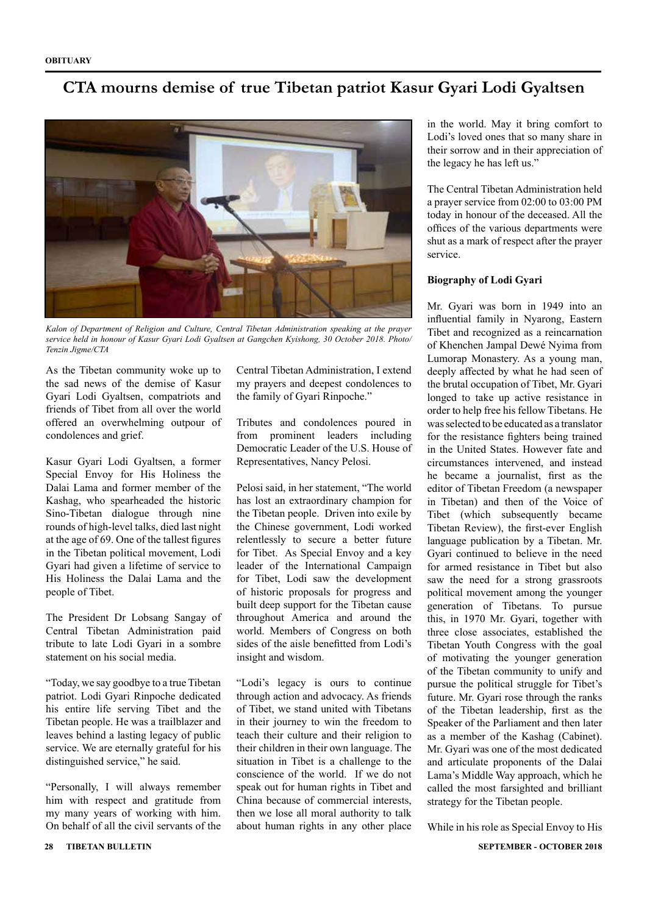# CTA mourns demise of true Tibetan patriot Kasur Gyari Lodi Gyaltsen

*Kalon of Department of Religion and Culture, Central Tibetan Administration speaking at the prayer service held in honour of Kasur Gyari Lodi Gyaltsen at Gangchen Kyishong, 30 October 2018. Photo/ Tenzin Jigme/CTA*

As the Tibetan community woke up to the sad news of the demise of Kasur Gyari Lodi Gyaltsen, compatriots and friends of Tibet from all over the world offered an overwhelming outpour of condolences and grief.

Kasur Gyari Lodi Gyaltsen, a former Special Envoy for His Holiness the Dalai Lama and former member of the Kashag, who spearheaded the historic Sino-Tibetan dialogue through nine rounds of high-level talks, died last night at the age of 69. One of the tallest figures in the Tibetan political movement, Lodi Gyari had given a lifetime of service to His Holiness the Dalai Lama and the people of Tibet.

The President Dr Lobsang Sangay of Central Tibetan Administration paid tribute to late Lodi Gyari in a sombre statement on his social media.

"Today, we say goodbye to a true Tibetan patriot. Lodi Gyari Rinpoche dedicated his entire life serving Tibet and the Tibetan people. He was a trailblazer and leaves behind a lasting legacy of public service. We are eternally grateful for his distinguished service," he said.

"Personally, I will always remember him with respect and gratitude from my many years of working with him. On behalf of all the civil servants of the Central Tibetan Administration, I extend my prayers and deepest condolences to the family of Gyari Rinpoche."

Tributes and condolences poured in from prominent leaders including Democratic Leader of the U.S. House of Representatives, Nancy Pelosi.

Pelosi said, in her statement, "The world has lost an extraordinary champion for the Tibetan people. Driven into exile by the Chinese government, Lodi worked relentlessly to secure a better future for Tibet. As Special Envoy and a key leader of the International Campaign for Tibet, Lodi saw the development of historic proposals for progress and built deep support for the Tibetan cause throughout America and around the world. Members of Congress on both sides of the aisle benefitted from Lodi's insight and wisdom.

"Lodi's legacy is ours to continue through action and advocacy. As friends of Tibet, we stand united with Tibetans in their journey to win the freedom to teach their culture and their religion to their children in their own language. The situation in Tibet is a challenge to the conscience of the world. If we do not speak out for human rights in Tibet and China because of commercial interests, then we lose all moral authority to talk about human rights in any other place in the world. May it bring comfort to Lodi's loved ones that so many share in their sorrow and in their appreciation of the legacy he has left us."

The Central Tibetan Administration held a prayer service from 02:00 to 03:00 PM today in honour of the deceased. All the offices of the various departments were shut as a mark of respect after the prayer service.

**Biography of Lodi Gyari**

Mr. Gyari was born in 1949 into an influential family in Nyarong, Eastern Tibet and recognized as a reincarnation of Khenchen Jampal Dewé Nyima from Lumorap Monastery. As a young man, deeply affected by what he had seen of the brutal occupation of Tibet, Mr. Gyari longed to take up active resistance in order to help free his fellow Tibetans. He was selected to be educated as a translator for the resistance fighters being trained in the United States. However fate and circumstances intervened, and instead he became a journalist, first as the editor of Tibetan Freedom (a newspaper in Tibetan) and then of the Voice of Tibet (which subsequently became Tibetan Review), the first-ever English language publication by a Tibetan. Mr. Gyari continued to believe in the need for armed resistance in Tibet but also saw the need for a strong grassroots political movement among the younger generation of Tibetans. To pursue this, in 1970 Mr. Gyari, together with three close associates, established the Tibetan Youth Congress with the goal of motivating the younger generation of the Tibetan community to unify and pursue the political struggle for Tibet's future. Mr. Gyari rose through the ranks of the Tibetan leadership, first as the Speaker of the Parliament and then later as a member of the Kashag (Cabinet). Mr. Gyari was one of the most dedicated and articulate proponents of the Dalai Lama's Middle Way approach, which he called the most farsighted and brilliant strategy for the Tibetan people.

While in his role as Special Envoy to His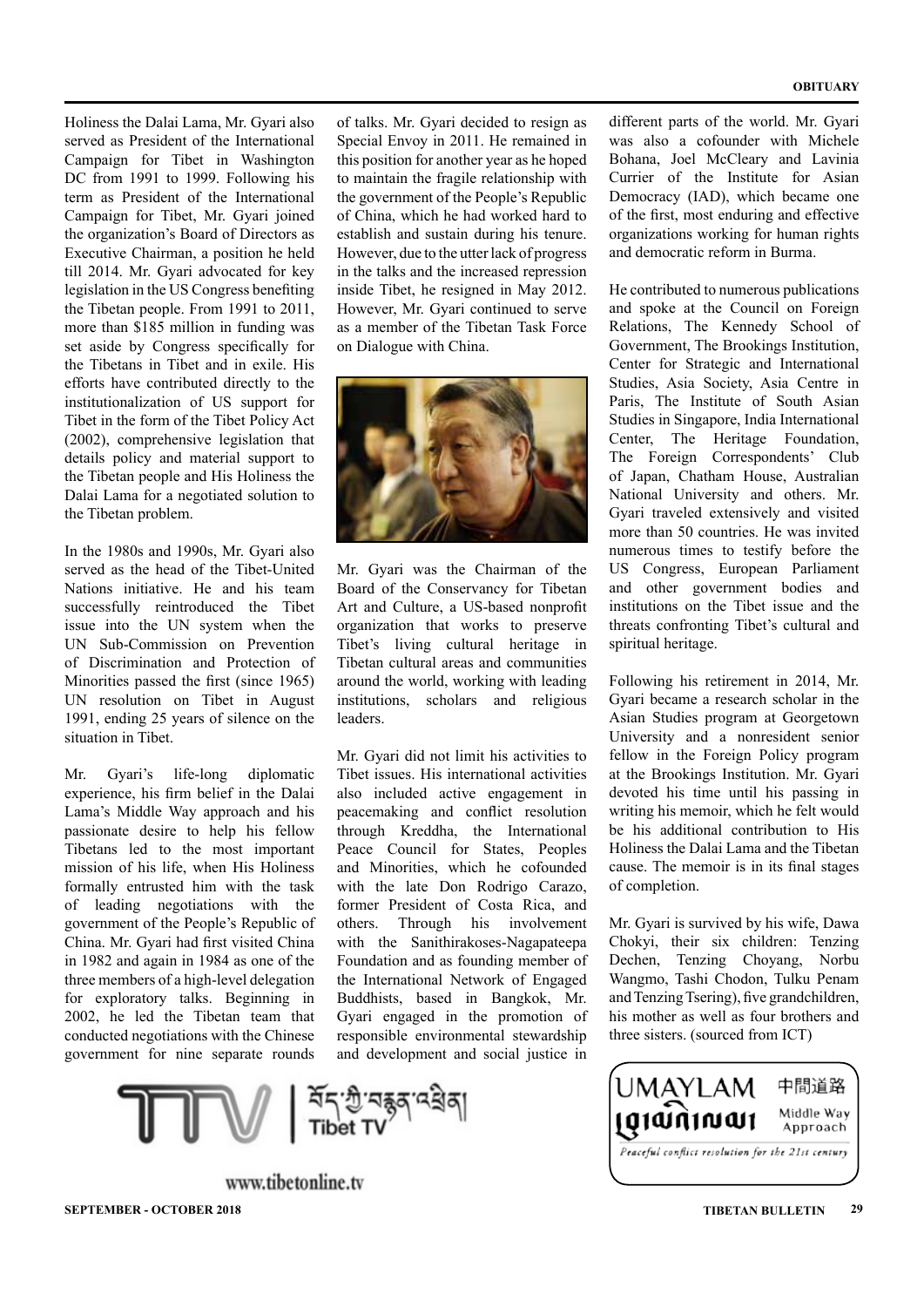Holiness the Dalai Lama, Mr. Gyari also served as President of the International Campaign for Tibet in Washington DC from 1991 to 1999. Following his term as President of the International Campaign for Tibet, Mr. Gyari joined the organization's Board of Directors as Executive Chairman, a position he held till 2014. Mr. Gyari advocated for key legislation in the US Congress benefiting the Tibetan people. From 1991 to 2011, more than $185 million in funding was set aside by Congress specifically for the Tibetans in Tibet and in exile. His efforts have contributed directly to the institutionalization of US support for Tibet in the form of the Tibet Policy Act (2002), comprehensive legislation that details policy and material support to the Tibetan people and His Holiness the Dalai Lama for a negotiated solution to the Tibetan problem.

In the 1980s and 1990s, Mr. Gyari also served as the head of the Tibet-United Nations initiative. He and his team successfully reintroduced the Tibet issue into the UN system when the UN Sub-Commission on Prevention of Discrimination and Protection of Minorities passed the first (since 1965) UN resolution on Tibet in August 1991, ending 25 years of silence on the situation in Tibet.

Mr. Gyari's life-long diplomatic experience, his firm belief in the Dalai Lama's Middle Way approach and his passionate desire to help his fellow Tibetans led to the most important mission of his life, when His Holiness formally entrusted him with the task of leading negotiations with the government of the People's Republic of China. Mr. Gyari had first visited China in 1982 and again in 1984 as one of the three members of a high-level delegation for exploratory talks. Beginning in 2002, he led the Tibetan team that conducted negotiations with the Chinese government for nine separate rounds of talks. Mr. Gyari decided to resign as Special Envoy in 2011. He remained in this position for another year as he hoped to maintain the fragile relationship with the government of the People's Republic of China, which he had worked hard to establish and sustain during his tenure. However, due to the utter lack of progress in the talks and the increased repression inside Tibet, he resigned in May 2012. However, Mr. Gyari continued to serve as a member of the Tibetan Task Force on Dialogue with China.

Mr. Gyari was the Chairman of the Board of the Conservancy for Tibetan Art and Culture, a US-based nonprofit organization that works to preserve Tibet's living cultural heritage in Tibetan cultural areas and communities around the world, working with leading institutions, scholars and religious leaders.

Mr. Gyari did not limit his activities to Tibet issues. His international activities also included active engagement in peacemaking and conflict resolution through Kreddha, the International Peace Council for States, Peoples and Minorities, which he cofounded with the late Don Rodrigo Carazo, former President of Costa Rica, and others. Through his involvement with the Sanithirakoses-Nagapateepa Foundation and as founding member of the International Network of Engaged Buddhists, based in Bangkok, Mr. Gyari engaged in the promotion of responsible environmental stewardship and development and social justice in different parts of the world. Mr. Gyari was also a cofounder with Michele Bohana, Joel McCleary and Lavinia Currier of the Institute for Asian Democracy (IAD), which became one of the first, most enduring and effective organizations working for human rights and democratic reform in Burma.

He contributed to numerous publications and spoke at the Council on Foreign Relations, The Kennedy School of Government, The Brookings Institution, Center for Strategic and International Studies, Asia Society, Asia Centre in Paris, The Institute of South Asian Studies in Singapore, India International Center, The Heritage Foundation, The Foreign Correspondents' Club of Japan, Chatham House, Australian National University and others. Mr. Gyari traveled extensively and visited more than 50 countries. He was invited numerous times to testify before the US Congress, European Parliament and other government bodies and institutions on the Tibet issue and the threats confronting Tibet's cultural and spiritual heritage.

Following his retirement in 2014, Mr. Gyari became a research scholar in the Asian Studies program at Georgetown University and a nonresident senior fellow in the Foreign Policy program at the Brookings Institution. Mr. Gyari devoted his time until his passing in writing his memoir, which he felt would be his additional contribution to His Holiness the Dalai Lama and the Tibetan cause. The memoir is in its final stages of completion.

Mr. Gyari is survived by his wife, Dawa Chokyi, their six children: Tenzing Dechen, Tenzing Choyang, Norbu Wangmo, Tashi Chodon, Tulku Penam and Tenzing Tsering), five grandchildren, his mother as well as four brothers and three sisters. (sourced from ICT)

TTV | བོད་ཀྱི་བརྙན་འཕྲིན། Tibet TV

www.tibetonline.tv

UMAYLAM 中間道路 Middle Way Approach

*Peaceful conflict resolution for the 21st century*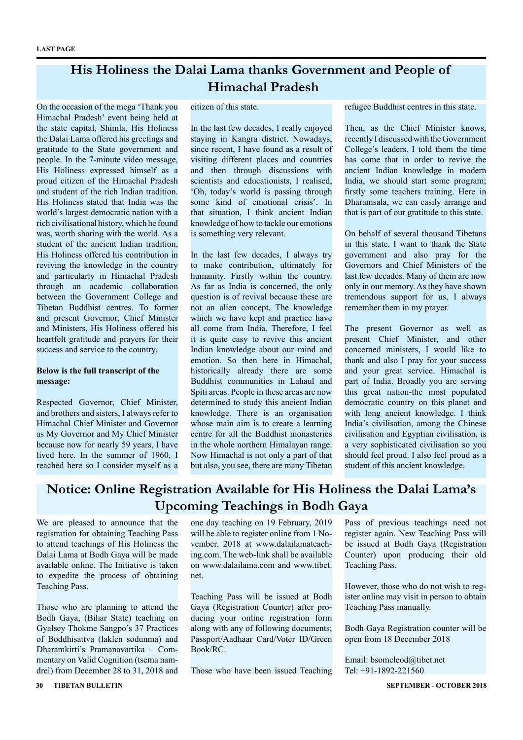# His Holiness the Dalai Lama thanks Government and People of Himachal Pradesh

On the occasion of the mega 'Thank you Himachal Pradesh' event being held at the state capital, Shimla, His Holiness the Dalai Lama offered his greetings and gratitude to the State government and people. In the 7-minute video message, His Holiness expressed himself as a proud citizen of the Himachal Pradesh and student of the rich Indian tradition. His Holiness stated that India was the world's largest democratic nation with a rich civilisational history, which he found was, worth sharing with the world. As a student of the ancient Indian tradition, His Holiness offered his contribution in reviving the knowledge in the country and particularly in Himachal Pradesh through an academic collaboration between the Government College and Tibetan Buddhist centres. To former and present Governor, Chief Minister and Ministers, His Holiness offered his heartfelt gratitude and prayers for their success and service to the country.

**Below is the full transcript of the message:**

Respected Governor, Chief Minister, and brothers and sisters, I always refer to Himachal Chief Minister and Governor as My Governor and My Chief Minister because now for nearly 59 years, I have lived here. In the summer of 1960, I reached here so I consider myself as a citizen of this state.

In the last few decades, I really enjoyed staying in Kangra district. Nowadays, since recent, I have found as a result of visiting different places and countries and then through discussions with scientists and educationists, I realised, 'Oh, today's world is passing through some kind of emotional crisis'. In that situation, I think ancient Indian knowledge of how to tackle our emotions is something very relevant.

In the last few decades, I always try to make contribution, ultimately for humanity. Firstly within the country. As far as India is concerned, the only question is of revival because these are not an alien concept. The knowledge which we have kept and practice have all come from India. Therefore, I feel it is quite easy to revive this ancient Indian knowledge about our mind and emotion. So then here in Himachal, historically already there are some Buddhist communities in Lahaul and Spiti areas. People in these areas are now determined to study this ancient Indian knowledge. There is an organisation whose main aim is to create a learning centre for all the Buddhist monasteries in the whole northern Himalayan range. Now Himachal is not only a part of that but also, you see, there are many Tibetan refugee Buddhist centres in this state.

Then, as the Chief Minister knows, recently I discussed with the Government College's leaders. I told them the time has come that in order to revive the ancient Indian knowledge in modern India, we should start some program; firstly some teachers training. Here in Dharamsala, we can easily arrange and that is part of our gratitude to this state.

On behalf of several thousand Tibetans in this state, I want to thank the State government and also pray for the Governors and Chief Ministers of the last few decades. Many of them are now only in our memory. As they have shown tremendous support for us, I always remember them in my prayer.

The present Governor as well as present Chief Minister, and other concerned ministers, I would like to thank and also I pray for your success and your great service. Himachal is part of India. Broadly you are serving this great nation-the most populated democratic country on this planet and with long ancient knowledge. I think India's civilisation, among the Chinese civilisation and Egyptian civilisation, is a very sophisticated civilisation so you should feel proud. I also feel proud as a student of this ancient knowledge.

# Notice: Online Registration Available for His Holiness the Dalai Lama's Upcoming Teachings in Bodh Gaya

We are pleased to announce that the registration for obtaining Teaching Pass to attend teachings of His Holiness the Dalai Lama at Bodh Gaya will be made available online. The Initiative is taken to expedite the process of obtaining Teaching Pass.

Those who are planning to attend the Bodh Gaya, (Bihar State) teaching on Gyalsey Thokme Sangpo's 37 Practices of Boddhisattva (laklen sodunma) and Dharamkirti's Pramanavartika – Commentary on Valid Cognition (tsema namdrel) from December 28 to 31, 2018 and one day teaching on 19 February, 2019 will be able to register online from 1 November, 2018 at www.dalailamateaching.com. The web-link shall be available on www.dalailama.com and www.tibet.net.

Teaching Pass will be issued at Bodh Gaya (Registration Counter) after producing your online registration form along with any of following documents; Passport/Aadhaar Card/Voter ID/Green Book/RC.

Those who have been issued Teaching Pass of previous teachings need not register again. New Teaching Pass will be issued at Bodh Gaya (Registration Counter) upon producing their old Teaching Pass.

However, those who do not wish to register online may visit in person to obtain Teaching Pass manually.

Bodh Gaya Registration counter will be open from 18 December 2018

Email: bsomcleod@tibet.net
Tel: +91-1892-221560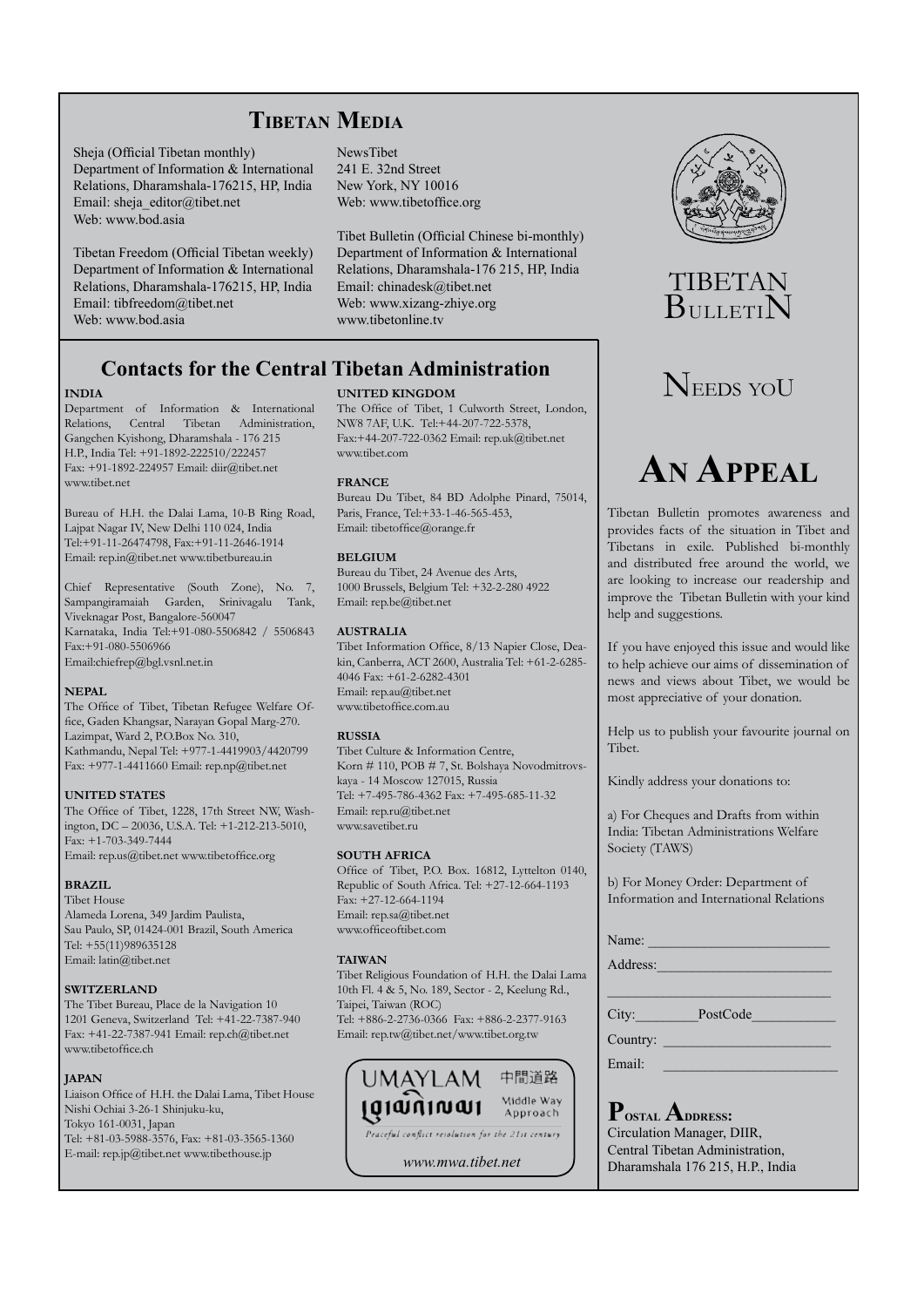## Tibetan Media

Sheja (Official Tibetan monthly)
Department of Information & International Relations, Dharamshala-176215, HP, India
Email: sheja_editor@tibet.net
Web: www.bod.asia

Tibetan Freedom (Official Tibetan weekly)
Department of Information & International Relations, Dharamshala-176215, HP, India
Email: tibfreedom@tibet.net
Web: www.bod.asia

NewsTibet
241 E. 32nd Street
New York, NY 10016
Web: www.tibetoffice.org

Tibet Bulletin (Official Chinese bi-monthly)
Department of Information & International Relations, Dharamshala-176 215, HP, India
Email: chinadesk@tibet.net
Web: www.xizang-zhiye.org
www.tibetonline.tv

## Contacts for the Central Tibetan Administration

**INDIA**
Department of Information & International Relations, Central Tibetan Administration, Gangchen Kyishong, Dharamshala - 176 215 H.P., India Tel: +91-1892-222510/222457 Fax: +91-1892-224957 Email: diir@tibet.net www.tibet.net

Bureau of H.H. the Dalai Lama, 10-B Ring Road, Lajpat Nagar IV, New Delhi 110 024, India Tel:+91-11-26474798, Fax:+91-11-2646-1914 Email: rep.in@tibet.net www.tibetbureau.in

Chief Representative (South Zone), No. 7, Sampangiramaiah Garden, Srinivagalu Tank, Viveknagar Post, Bangalore-560047 Karnataka, India Tel:+91-080-5506842 / 5506843 Fax:+91-080-5506966 Email:chiefrep@bgl.vsnl.net.in

**NEPAL**
The Office of Tibet, Tibetan Refugee Welfare Office, Gaden Khangsar, Narayan Gopal Marg-270. Lazimpat, Ward 2, P.O.Box No. 310, Kathmandu, Nepal Tel: +977-1-4419903/4420799 Fax: +977-1-4411660 Email: rep.np@tibet.net

**UNITED STATES**
The Office of Tibet, 1228, 17th Street NW, Washington, DC – 20036, U.S.A. Tel: +1-212-213-5010, Fax: +1-703-349-7444 Email: rep.us@tibet.net www.tibetoffice.org

**BRAZIL**
Tibet House
Alameda Lorena, 349 Jardim Paulista, Sau Paulo, SP, 01424-001 Brazil, South America Tel: +55(11)989635128 Email: latin@tibet.net

**SWITZERLAND**
The Tibet Bureau, Place de la Navigation 10 1201 Geneva, Switzerland Tel: +41-22-7387-940 Fax: +41-22-7387-941 Email: rep.ch@tibet.net www.tibetoffice.ch

**JAPAN**
Liaison Office of H.H. the Dalai Lama, Tibet House Nishi Ochiai 3-26-1 Shinjuku-ku, Tokyo 161-0031, Japan Tel: +81-03-5988-3576, Fax: +81-03-3565-1360 E-mail: rep.jp@tibet.net www.tibethouse.jp

**UNITED KINGDOM**
The Office of Tibet, 1 Culworth Street, London, NW8 7AF, U.K. Tel:+44-207-722-5378, Fax:+44-207-722-0362 Email: rep.uk@tibet.net www.tibet.com

**FRANCE**
Bureau Du Tibet, 84 BD Adolphe Pinard, 75014, Paris, France, Tel:+33-1-46-565-453, Email: tibetoffice@orange.fr

**BELGIUM**
Bureau du Tibet, 24 Avenue des Arts, 1000 Brussels, Belgium Tel: +32-2-280 4922 Email: rep.be@tibet.net

**AUSTRALIA**
Tibet Information Office, 8/13 Napier Close, Deakin, Canberra, ACT 2600, Australia Tel: +61-2-6285-4046 Fax: +61-2-6282-4301 Email: rep.au@tibet.net www.tibetoffice.com.au

**RUSSIA**
Tibet Culture & Information Centre, Korn # 110, POB # 7, St. Bolshaya Novodmitrovskaya - 14 Moscow 127015, Russia Tel: +7-495-786-4362 Fax: +7-495-685-11-32 Email: rep.ru@tibet.net www.savetibet.ru

**SOUTH AFRICA**
Office of Tibet, P.O. Box. 16812, Lyttelton 0140, Republic of South Africa. Tel: +27-12-664-1193 Fax: +27-12-664-1194 Email: rep.sa@tibet.net www.officeoftibet.com

**TAIWAN**
Tibet Religious Foundation of H.H. the Dalai Lama 10th Fl. 4 & 5, No. 189, Sector - 2, Keelung Rd., Taipei, Taiwan (ROC) Tel: +886-2-2736-0366 Fax: +886-2-2377-9163 Email: rep.tw@tibet.net/www.tibet.org.tw

UMAYLAM 中間道路 Middle Way Approach
*Peaceful conflict resolution for the 21st century*
*www.mwa.tibet.net*

TIBETAN BULLETIN

NEEDS YOU

## An Appeal

Tibetan Bulletin promotes awareness and provides facts of the situation in Tibet and Tibetans in exile. Published bi-monthly and distributed free around the world, we are looking to increase our readership and improve the Tibetan Bulletin with your kind help and suggestions.

If you have enjoyed this issue and would like to help achieve our aims of dissemination of news and views about Tibet, we would be most appreciative of your donation.

Help us to publish your favourite journal on Tibet.

Kindly address your donations to:

a) For Cheques and Drafts from within India: Tibetan Administrations Welfare Society (TAWS)

b) For Money Order: Department of Information and International Relations

Name: ______________________

Address: ______________________

______________________

City: ________ PostCode ________

Country: ______________________

Email: ______________________

**Postal Address:**
Circulation Manager, DIIR,
Central Tibetan Administration,
Dharamshala 176 215, H.P., India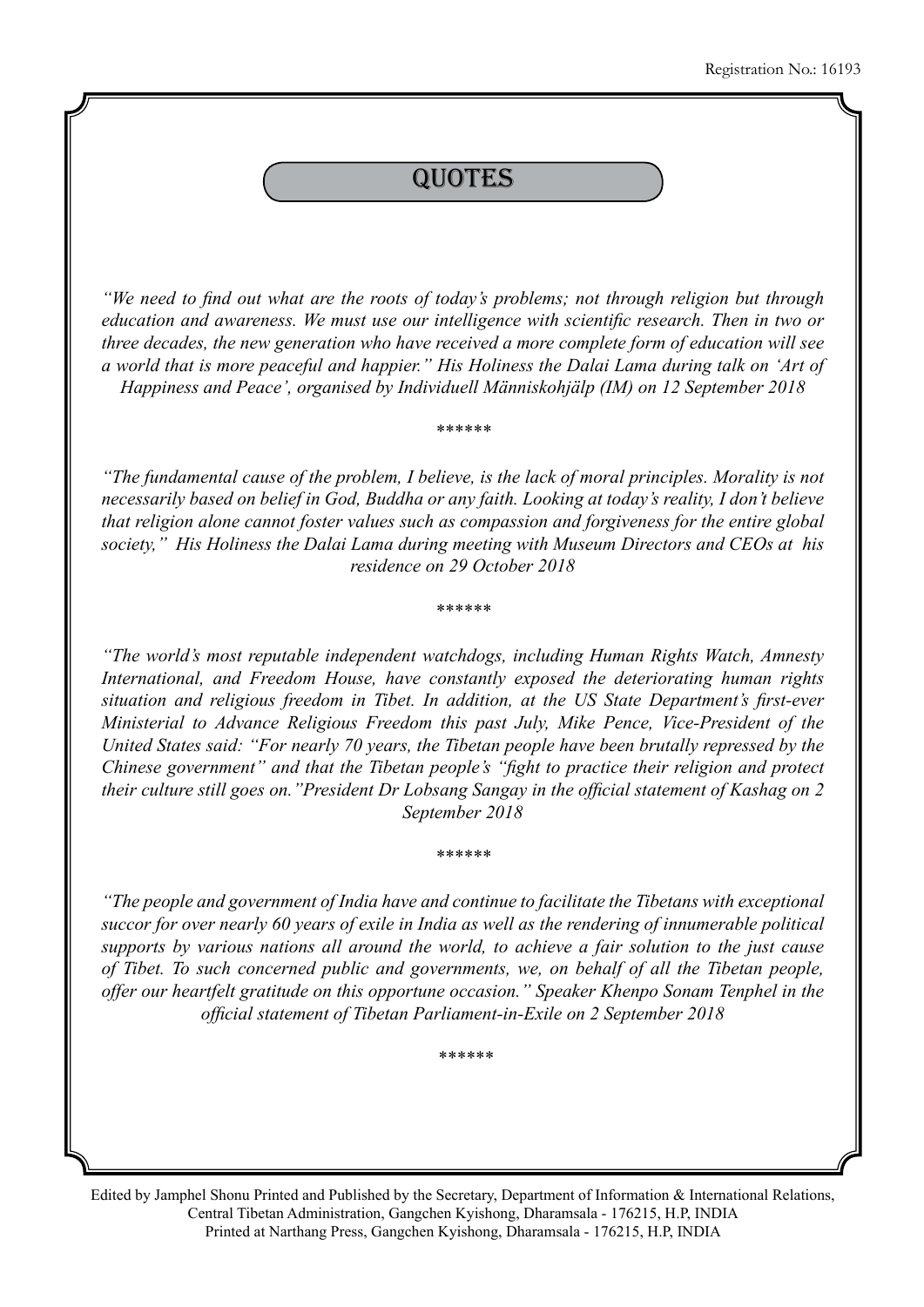Registration No.: 16193

## QUOTES

*"We need to find out what are the roots of today's problems; not through religion but through education and awareness. We must use our intelligence with scientific research. Then in two or three decades, the new generation who have received a more complete form of education will see a world that is more peaceful and happier." His Holiness the Dalai Lama during talk on 'Art of Happiness and Peace', organised by Individuell Människohjälp (IM) on 12 September 2018*

\*\*\*\*\*\*

*"The fundamental cause of the problem, I believe, is the lack of moral principles. Morality is not necessarily based on belief in God, Buddha or any faith. Looking at today's reality, I don't believe that religion alone cannot foster values such as compassion and forgiveness for the entire global society," His Holiness the Dalai Lama during meeting with Museum Directors and CEOs at his residence on 29 October 2018*

\*\*\*\*\*\*

*"The world's most reputable independent watchdogs, including Human Rights Watch, Amnesty International, and Freedom House, have constantly exposed the deteriorating human rights situation and religious freedom in Tibet. In addition, at the US State Department's first-ever Ministerial to Advance Religious Freedom this past July, Mike Pence, Vice-President of the United States said: "For nearly 70 years, the Tibetan people have been brutally repressed by the Chinese government" and that the Tibetan people's "fight to practice their religion and protect their culture still goes on."President Dr Lobsang Sangay in the official statement of Kashag on 2 September 2018*

\*\*\*\*\*\*

*"The people and government of India have and continue to facilitate the Tibetans with exceptional succor for over nearly 60 years of exile in India as well as the rendering of innumerable political supports by various nations all around the world, to achieve a fair solution to the just cause of Tibet. To such concerned public and governments, we, on behalf of all the Tibetan people, offer our heartfelt gratitude on this opportune occasion." Speaker Khenpo Sonam Tenphel in the official statement of Tibetan Parliament-in-Exile on 2 September 2018*

\*\*\*\*\*\*

Edited by Jamphel Shonu Printed and Published by the Secretary, Department of Information & International Relations, Central Tibetan Administration, Gangchen Kyishong, Dharamsala - 176215, H.P, INDIA
Printed at Narthang Press, Gangchen Kyishong, Dharamsala - 176215, H.P, INDIA